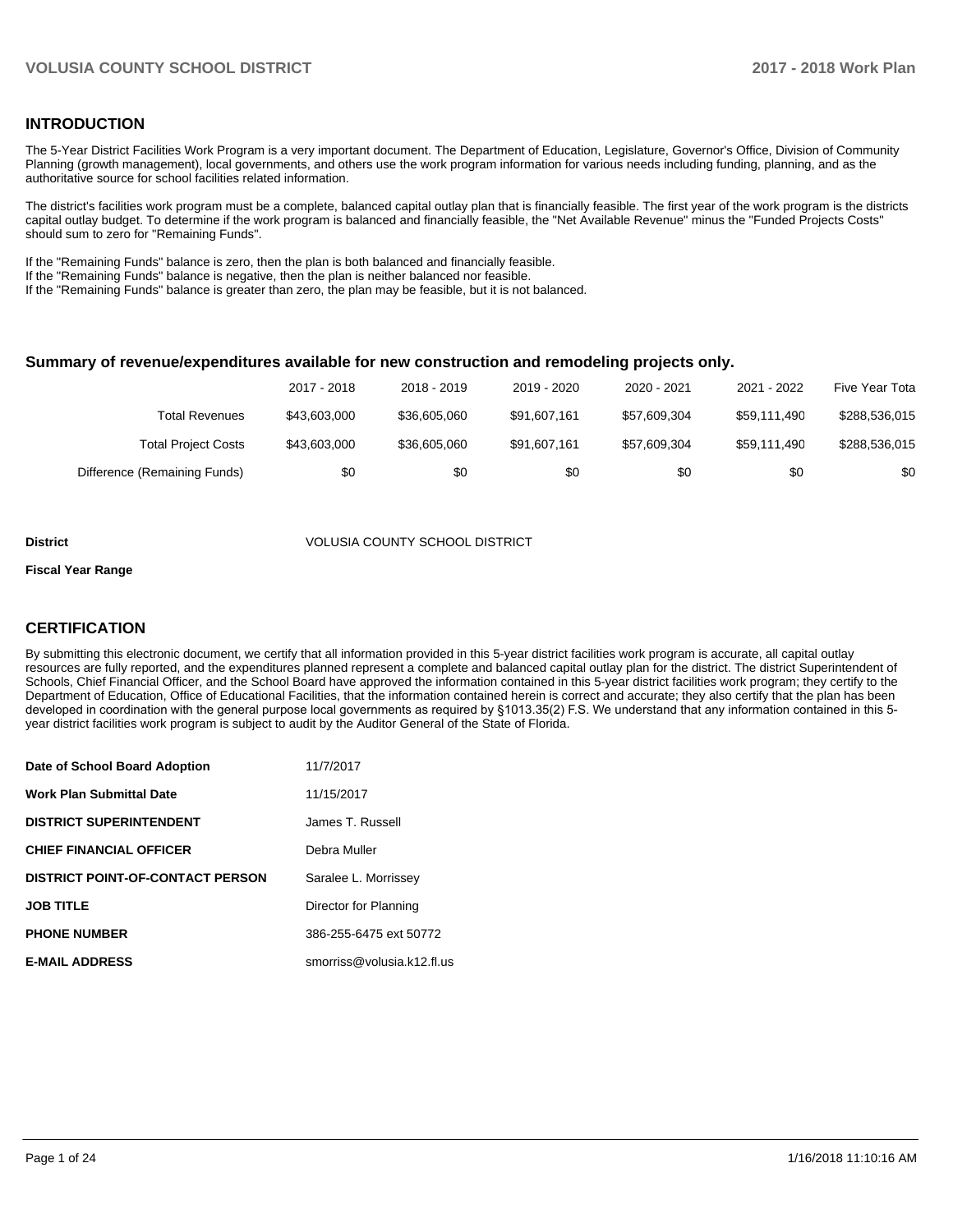## INTRODUCTION

The 5-Year District Facilities Work Program is a very important document. The Department of Education, Legislature, Governor's Office, Division of Community Planning (growth management), local governments, and others use the work program information for various needs including funding, planning, and as the authoritative source for school facilities related information.

The district's facilities work program must be a complete, balanced capital outlay plan that is financially feasible. The first year of the work program is the districts capital outlay budget. To determine if the work program is balanced and financially feasible, the "Net Available Revenue" minus the "Funded Projects Costs" should sum to zero for "Remaining Funds".

If the "Remaining Funds" balance is zero, then the plan is both balanced and financially feasible.
If the "Remaining Funds" balance is negative, then the plan is neither balanced nor feasible.
If the "Remaining Funds" balance is greater than zero, the plan may be feasible, but it is not balanced.

### Summary of revenue/expenditures available for new construction and remodeling projects only.

| | 2017 - 2018 | 2018 - 2019 | 2019 - 2020 | 2020 - 2021 | 2021 - 2022 | Five Year Tota |
|---|---|---|---|---|---|---|
| Total Revenues | $43,603,000 | $36,605,060 | $91,607,161 | $57,609,304 | $59,111,490 | $288,536,015 |
| Total Project Costs | $43,603,000 | $36,605,060 | $91,607,161 | $57,609,304 | $59,111,490 | $288,536,015 |
| Difference (Remaining Funds) | $0 | $0 | $0 | $0 | $0 | $0 |

**District** VOLUSIA COUNTY SCHOOL DISTRICT

**Fiscal Year Range**

## CERTIFICATION

By submitting this electronic document, we certify that all information provided in this 5-year district facilities work program is accurate, all capital outlay resources are fully reported, and the expenditures planned represent a complete and balanced capital outlay plan for the district. The district Superintendent of Schools, Chief Financial Officer, and the School Board have approved the information contained in this 5-year district facilities work program; they certify to the Department of Education, Office of Educational Facilities, that the information contained herein is correct and accurate; they also certify that the plan has been developed in coordination with the general purpose local governments as required by §1013.35(2) F.S. We understand that any information contained in this 5-year district facilities work program is subject to audit by the Auditor General of the State of Florida.

| | |
|---|---|
| **Date of School Board Adoption** | 11/7/2017 |
| **Work Plan Submittal Date** | 11/15/2017 |
| **DISTRICT SUPERINTENDENT** | James T. Russell |
| **CHIEF FINANCIAL OFFICER** | Debra Muller |
| **DISTRICT POINT-OF-CONTACT PERSON** | Saralee L. Morrissey |
| **JOB TITLE** | Director for Planning |
| **PHONE NUMBER** | 386-255-6475 ext 50772 |
| **E-MAIL ADDRESS** | smorriss@volusia.k12.fl.us |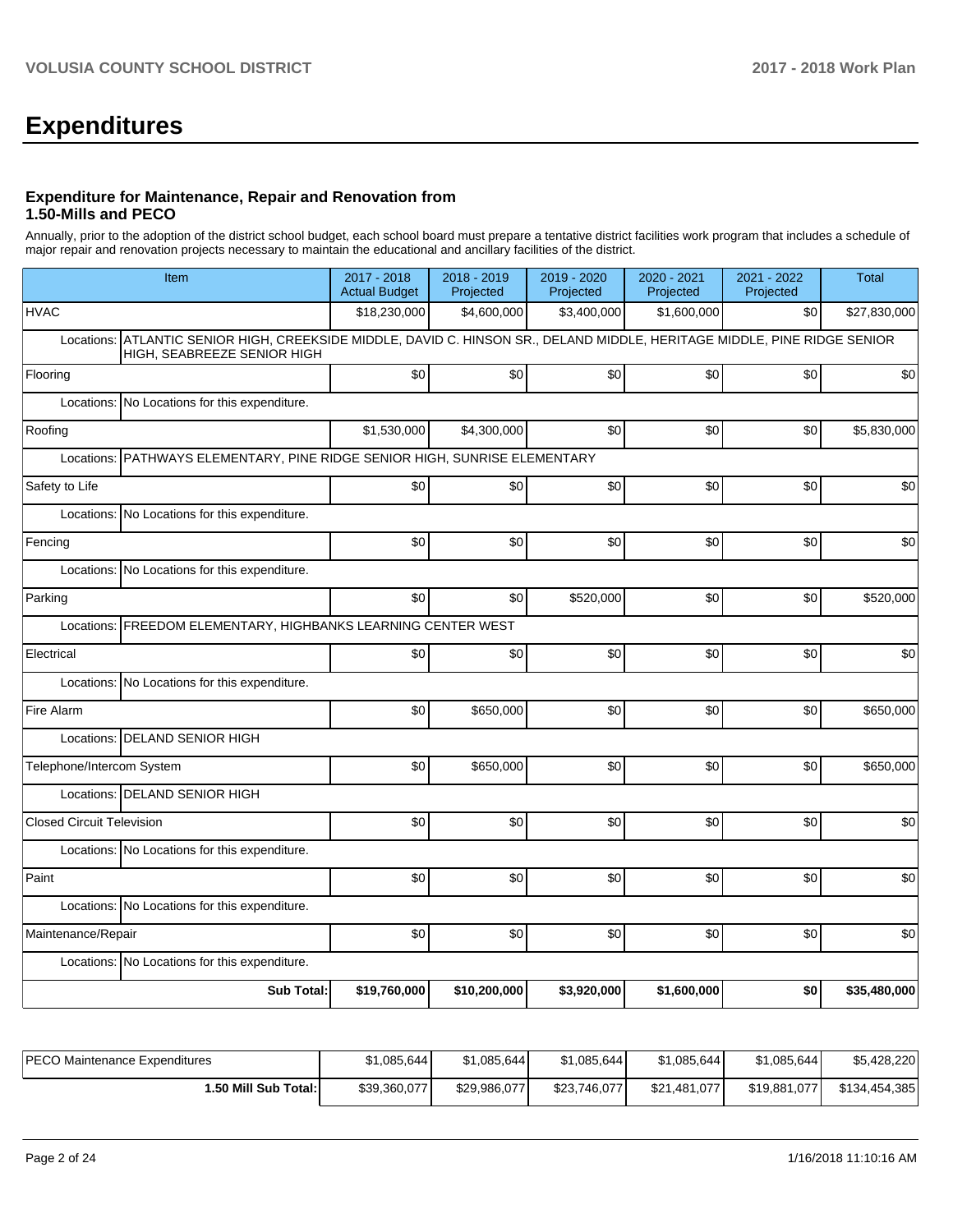# Expenditures

### Expenditure for Maintenance, Repair and Renovation from 1.50-Mills and PECO

Annually, prior to the adoption of the district school budget, each school board must prepare a tentative district facilities work program that includes a schedule of major repair and renovation projects necessary to maintain the educational and ancillary facilities of the district.

| Item | | 2017 - 2018 Actual Budget | 2018 - 2019 Projected | 2019 - 2020 Projected | 2020 - 2021 Projected | 2021 - 2022 Projected | Total |
|---|---|---|---|---|---|---|---|
| HVAC | | $18,230,000 | $4,600,000 | $3,400,000 | $1,600,000 | $0 | $27,830,000 |
| Locations: | ATLANTIC SENIOR HIGH, CREEKSIDE MIDDLE, DAVID C. HINSON SR., DELAND MIDDLE, HERITAGE MIDDLE, PINE RIDGE SENIOR HIGH, SEABREEZE SENIOR HIGH | | | | | | |
| Flooring | | $0 | $0 | $0 | $0 | $0 | $0 |
| Locations: | No Locations for this expenditure. | | | | | | |
| Roofing | | $1,530,000 | $4,300,000 | $0 | $0 | $0 | $5,830,000 |
| Locations: | PATHWAYS ELEMENTARY, PINE RIDGE SENIOR HIGH, SUNRISE ELEMENTARY | | | | | | |
| Safety to Life | | $0 | $0 | $0 | $0 | $0 | $0 |
| Locations: | No Locations for this expenditure. | | | | | | |
| Fencing | | $0 | $0 | $0 | $0 | $0 | $0 |
| Locations: | No Locations for this expenditure. | | | | | | |
| Parking | | $0 | $0 | $520,000 | $0 | $0 | $520,000 |
| Locations: | FREEDOM ELEMENTARY, HIGHBANKS LEARNING CENTER WEST | | | | | | |
| Electrical | | $0 | $0 | $0 | $0 | $0 | $0 |
| Locations: | No Locations for this expenditure. | | | | | | |
| Fire Alarm | | $0 | $650,000 | $0 | $0 | $0 | $650,000 |
| Locations: | DELAND SENIOR HIGH | | | | | | |
| Telephone/Intercom System | | $0 | $650,000 | $0 | $0 | $0 | $650,000 |
| Locations: | DELAND SENIOR HIGH | | | | | | |
| Closed Circuit Television | | $0 | $0 | $0 | $0 | $0 | $0 |
| Locations: | No Locations for this expenditure. | | | | | | |
| Paint | | $0 | $0 | $0 | $0 | $0 | $0 |
| Locations: | No Locations for this expenditure. | | | | | | |
| Maintenance/Repair | | $0 | $0 | $0 | $0 | $0 | $0 |
| Locations: | No Locations for this expenditure. | | | | | | |
| | **Sub Total:** | **$19,760,000** | **$10,200,000** | **$3,920,000** | **$1,600,000** | **$0** | **$35,480,000** |

| | 2017 - 2018 Actual Budget | 2018 - 2019 Projected | 2019 - 2020 Projected | 2020 - 2021 Projected | 2021 - 2022 Projected | Total |
|---|---|---|---|---|---|---|
| PECO Maintenance Expenditures | $1,085,644 | $1,085,644 | $1,085,644 | $1,085,644 | $1,085,644 | $5,428,220 |
| **1.50 Mill Sub Total:** | $39,360,077 | $29,986,077 | $23,746,077 | $21,481,077 | $19,881,077 | $134,454,385 |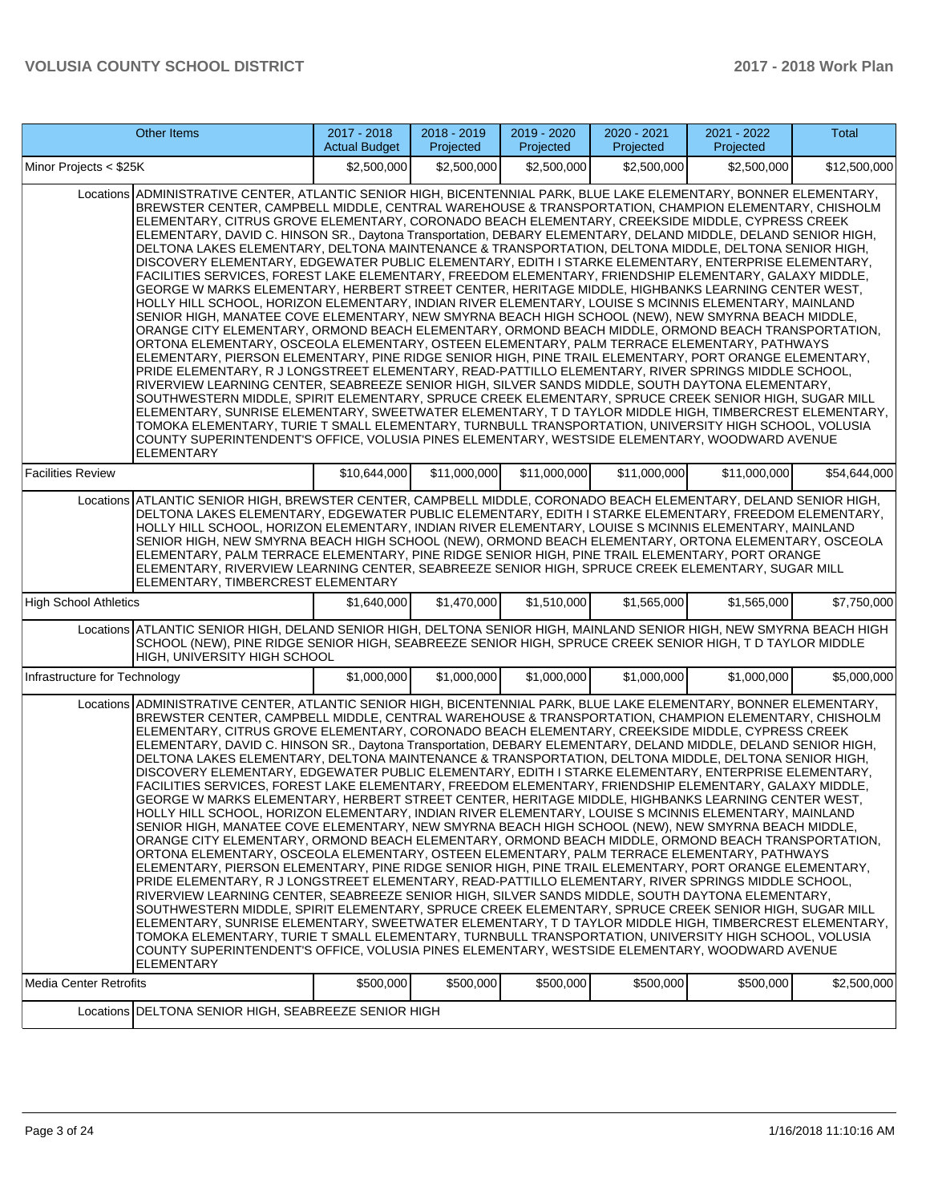| Other Items | | 2017 - 2018 Actual Budget | 2018 - 2019 Projected | 2019 - 2020 Projected | 2020 - 2021 Projected | 2021 - 2022 Projected | Total |
|---|---|---|---|---|---|---|---|
| Minor Projects < $25K | | $2,500,000 | $2,500,000 | $2,500,000 | $2,500,000 | $2,500,000 | $12,500,000 |
| Locations | ADMINISTRATIVE CENTER, ATLANTIC SENIOR HIGH, BICENTENNIAL PARK, BLUE LAKE ELEMENTARY, BONNER ELEMENTARY, BREWSTER CENTER, CAMPBELL MIDDLE, CENTRAL WAREHOUSE & TRANSPORTATION, CHAMPION ELEMENTARY, CHISHOLM ELEMENTARY, CITRUS GROVE ELEMENTARY, CORONADO BEACH ELEMENTARY, CREEKSIDE MIDDLE, CYPRESS CREEK ELEMENTARY, DAVID C. HINSON SR., Daytona Transportation, DEBARY ELEMENTARY, DELAND MIDDLE, DELAND SENIOR HIGH, DELTONA LAKES ELEMENTARY, DELTONA MAINTENANCE & TRANSPORTATION, DELTONA MIDDLE, DELTONA SENIOR HIGH, DISCOVERY ELEMENTARY, EDGEWATER PUBLIC ELEMENTARY, EDITH I STARKE ELEMENTARY, ENTERPRISE ELEMENTARY, FACILITIES SERVICES, FOREST LAKE ELEMENTARY, FREEDOM ELEMENTARY, FRIENDSHIP ELEMENTARY, GALAXY MIDDLE, GEORGE W MARKS ELEMENTARY, HERBERT STREET CENTER, HERITAGE MIDDLE, HIGHBANKS LEARNING CENTER WEST, HOLLY HILL SCHOOL, HORIZON ELEMENTARY, INDIAN RIVER ELEMENTARY, LOUISE S MCINNIS ELEMENTARY, MAINLAND SENIOR HIGH, MANATEE COVE ELEMENTARY, NEW SMYRNA BEACH HIGH SCHOOL (NEW), NEW SMYRNA BEACH MIDDLE, ORANGE CITY ELEMENTARY, ORMOND BEACH ELEMENTARY, ORMOND BEACH MIDDLE, ORMOND BEACH TRANSPORTATION, ORTONA ELEMENTARY, OSCEOLA ELEMENTARY, OSTEEN ELEMENTARY, PALM TERRACE ELEMENTARY, PATHWAYS ELEMENTARY, PIERSON ELEMENTARY, PINE RIDGE SENIOR HIGH, PINE TRAIL ELEMENTARY, PORT ORANGE ELEMENTARY, PRIDE ELEMENTARY, R J LONGSTREET ELEMENTARY, READ-PATTILLO ELEMENTARY, RIVER SPRINGS MIDDLE SCHOOL, RIVERVIEW LEARNING CENTER, SEABREEZE SENIOR HIGH, SILVER SANDS MIDDLE, SOUTH DAYTONA ELEMENTARY, SOUTHWESTERN MIDDLE, SPIRIT ELEMENTARY, SPRUCE CREEK ELEMENTARY, SPRUCE CREEK SENIOR HIGH, SUGAR MILL ELEMENTARY, SUNRISE ELEMENTARY, SWEETWATER ELEMENTARY, T D TAYLOR MIDDLE HIGH, TIMBERCREST ELEMENTARY, TOMOKA ELEMENTARY, TURIE T SMALL ELEMENTARY, TURNBULL TRANSPORTATION, UNIVERSITY HIGH SCHOOL, VOLUSIA COUNTY SUPERINTENDENT'S OFFICE, VOLUSIA PINES ELEMENTARY, WESTSIDE ELEMENTARY, WOODWARD AVENUE ELEMENTARY | | | | | | |
| Facilities Review | | $10,644,000 | $11,000,000 | $11,000,000 | $11,000,000 | $11,000,000 | $54,644,000 |
| Locations | ATLANTIC SENIOR HIGH, BREWSTER CENTER, CAMPBELL MIDDLE, CORONADO BEACH ELEMENTARY, DELAND SENIOR HIGH, DELTONA LAKES ELEMENTARY, EDGEWATER PUBLIC ELEMENTARY, EDITH I STARKE ELEMENTARY, FREEDOM ELEMENTARY, HOLLY HILL SCHOOL, HORIZON ELEMENTARY, INDIAN RIVER ELEMENTARY, LOUISE S MCINNIS ELEMENTARY, MAINLAND SENIOR HIGH, NEW SMYRNA BEACH HIGH SCHOOL (NEW), ORMOND BEACH ELEMENTARY, ORTONA ELEMENTARY, OSCEOLA ELEMENTARY, PALM TERRACE ELEMENTARY, PINE RIDGE SENIOR HIGH, PINE TRAIL ELEMENTARY, PORT ORANGE ELEMENTARY, RIVERVIEW LEARNING CENTER, SEABREEZE SENIOR HIGH, SPRUCE CREEK ELEMENTARY, SUGAR MILL ELEMENTARY, TIMBERCREST ELEMENTARY | | | | | | |
| High School Athletics | | $1,640,000 | $1,470,000 | $1,510,000 | $1,565,000 | $1,565,000 | $7,750,000 |
| Locations | ATLANTIC SENIOR HIGH, DELAND SENIOR HIGH, DELTONA SENIOR HIGH, MAINLAND SENIOR HIGH, NEW SMYRNA BEACH HIGH SCHOOL (NEW), PINE RIDGE SENIOR HIGH, SEABREEZE SENIOR HIGH, SPRUCE CREEK SENIOR HIGH, T D TAYLOR MIDDLE HIGH, UNIVERSITY HIGH SCHOOL | | | | | | |
| Infrastructure for Technology | | $1,000,000 | $1,000,000 | $1,000,000 | $1,000,000 | $1,000,000 | $5,000,000 |
| Locations | ADMINISTRATIVE CENTER, ATLANTIC SENIOR HIGH, BICENTENNIAL PARK, BLUE LAKE ELEMENTARY, BONNER ELEMENTARY, BREWSTER CENTER, CAMPBELL MIDDLE, CENTRAL WAREHOUSE & TRANSPORTATION, CHAMPION ELEMENTARY, CHISHOLM ELEMENTARY, CITRUS GROVE ELEMENTARY, CORONADO BEACH ELEMENTARY, CREEKSIDE MIDDLE, CYPRESS CREEK ELEMENTARY, DAVID C. HINSON SR., Daytona Transportation, DEBARY ELEMENTARY, DELAND MIDDLE, DELAND SENIOR HIGH, DELTONA LAKES ELEMENTARY, DELTONA MAINTENANCE & TRANSPORTATION, DELTONA MIDDLE, DELTONA SENIOR HIGH, DISCOVERY ELEMENTARY, EDGEWATER PUBLIC ELEMENTARY, EDITH I STARKE ELEMENTARY, ENTERPRISE ELEMENTARY, FACILITIES SERVICES, FOREST LAKE ELEMENTARY, FREEDOM ELEMENTARY, FRIENDSHIP ELEMENTARY, GALAXY MIDDLE, GEORGE W MARKS ELEMENTARY, HERBERT STREET CENTER, HERITAGE MIDDLE, HIGHBANKS LEARNING CENTER WEST, HOLLY HILL SCHOOL, HORIZON ELEMENTARY, INDIAN RIVER ELEMENTARY, LOUISE S MCINNIS ELEMENTARY, MAINLAND SENIOR HIGH, MANATEE COVE ELEMENTARY, NEW SMYRNA BEACH HIGH SCHOOL (NEW), NEW SMYRNA BEACH MIDDLE, ORANGE CITY ELEMENTARY, ORMOND BEACH ELEMENTARY, ORMOND BEACH MIDDLE, ORMOND BEACH TRANSPORTATION, ORTONA ELEMENTARY, OSCEOLA ELEMENTARY, OSTEEN ELEMENTARY, PALM TERRACE ELEMENTARY, PATHWAYS ELEMENTARY, PIERSON ELEMENTARY, PINE RIDGE SENIOR HIGH, PINE TRAIL ELEMENTARY, PORT ORANGE ELEMENTARY, PRIDE ELEMENTARY, R J LONGSTREET ELEMENTARY, READ-PATTILLO ELEMENTARY, RIVER SPRINGS MIDDLE SCHOOL, RIVERVIEW LEARNING CENTER, SEABREEZE SENIOR HIGH, SILVER SANDS MIDDLE, SOUTH DAYTONA ELEMENTARY, SOUTHWESTERN MIDDLE, SPIRIT ELEMENTARY, SPRUCE CREEK ELEMENTARY, SPRUCE CREEK SENIOR HIGH, SUGAR MILL ELEMENTARY, SUNRISE ELEMENTARY, SWEETWATER ELEMENTARY, T D TAYLOR MIDDLE HIGH, TIMBERCREST ELEMENTARY, TOMOKA ELEMENTARY, TURIE T SMALL ELEMENTARY, TURNBULL TRANSPORTATION, UNIVERSITY HIGH SCHOOL, VOLUSIA COUNTY SUPERINTENDENT'S OFFICE, VOLUSIA PINES ELEMENTARY, WESTSIDE ELEMENTARY, WOODWARD AVENUE ELEMENTARY | | | | | | |
| Media Center Retrofits | | $500,000 | $500,000 | $500,000 | $500,000 | $500,000 | $2,500,000 |
| Locations | DELTONA SENIOR HIGH, SEABREEZE SENIOR HIGH | | | | | | |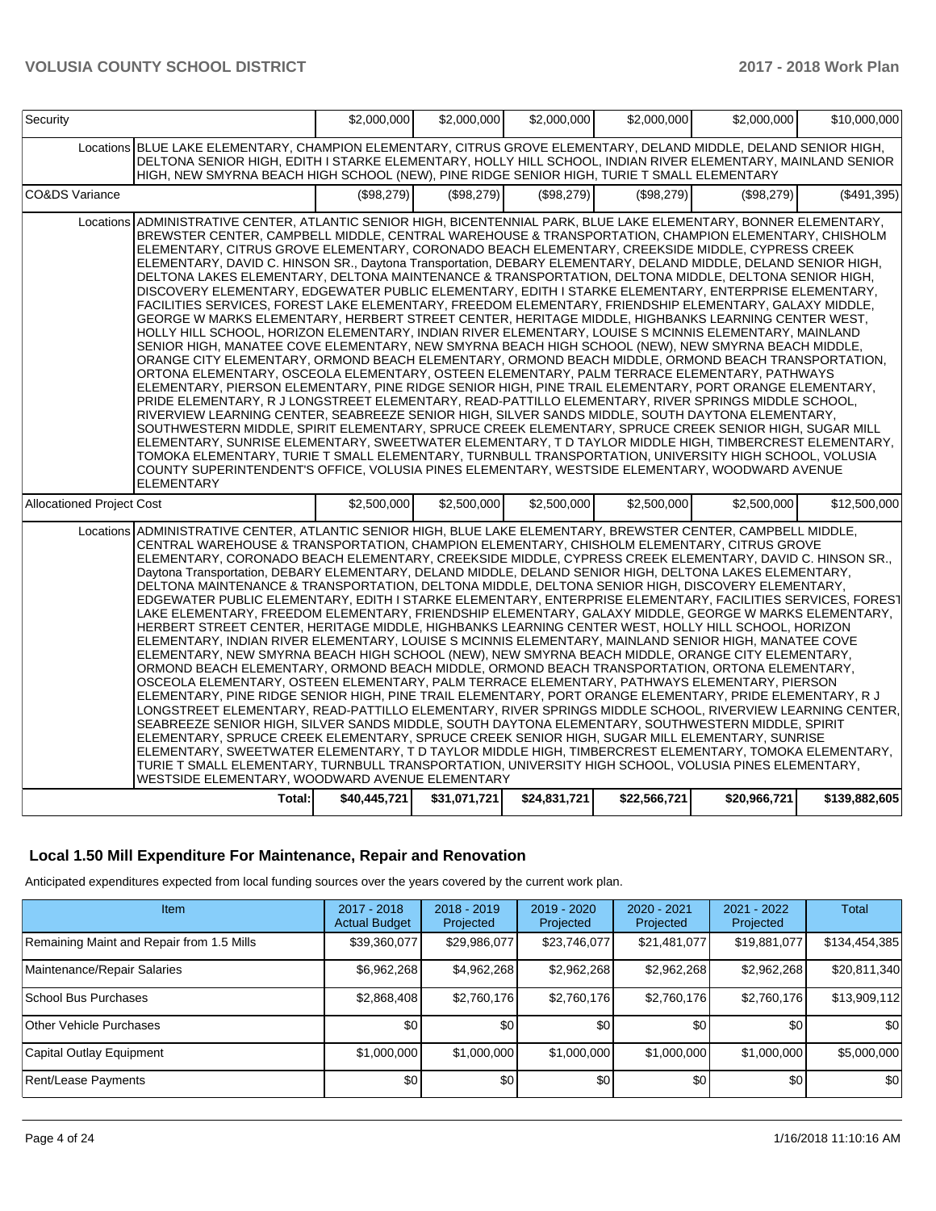| Security | | $2,000,000 | $2,000,000 | $2,000,000 | $2,000,000 | $2,000,000 | $10,000,000 |
|---|---|---|---|---|---|---|---|
| | Locations | BLUE LAKE ELEMENTARY, CHAMPION ELEMENTARY, CITRUS GROVE ELEMENTARY, DELAND MIDDLE, DELAND SENIOR HIGH, DELTONA SENIOR HIGH, EDITH I STARKE ELEMENTARY, HOLLY HILL SCHOOL, INDIAN RIVER ELEMENTARY, MAINLAND SENIOR HIGH, NEW SMYRNA BEACH HIGH SCHOOL (NEW), PINE RIDGE SENIOR HIGH, TURIE T SMALL ELEMENTARY | | | | | |
| CO&DS Variance | | ($98,279) | ($98,279) | ($98,279) | ($98,279) | ($98,279) | ($491,395) |
| | Locations | ADMINISTRATIVE CENTER, ATLANTIC SENIOR HIGH, BICENTENNIAL PARK, BLUE LAKE ELEMENTARY, BONNER ELEMENTARY, BREWSTER CENTER, CAMPBELL MIDDLE, CENTRAL WAREHOUSE & TRANSPORTATION, CHAMPION ELEMENTARY, CHISHOLM ELEMENTARY, CITRUS GROVE ELEMENTARY, CORONADO BEACH ELEMENTARY, CREEKSIDE MIDDLE, CYPRESS CREEK ELEMENTARY, DAVID C. HINSON SR., Daytona Transportation, DEBARY ELEMENTARY, DELAND MIDDLE, DELAND SENIOR HIGH, DELTONA LAKES ELEMENTARY, DELTONA MAINTENANCE & TRANSPORTATION, DELTONA MIDDLE, DELTONA SENIOR HIGH, DISCOVERY ELEMENTARY, EDGEWATER PUBLIC ELEMENTARY, EDITH I STARKE ELEMENTARY, ENTERPRISE ELEMENTARY, FACILITIES SERVICES, FOREST LAKE ELEMENTARY, FREEDOM ELEMENTARY, FRIENDSHIP ELEMENTARY, GALAXY MIDDLE, GEORGE W MARKS ELEMENTARY, HERBERT STREET CENTER, HERITAGE MIDDLE, HIGHBANKS LEARNING CENTER WEST, HOLLY HILL SCHOOL, HORIZON ELEMENTARY, INDIAN RIVER ELEMENTARY, LOUISE S MCINNIS ELEMENTARY, MAINLAND SENIOR HIGH, MANATEE COVE ELEMENTARY, NEW SMYRNA BEACH HIGH SCHOOL (NEW), NEW SMYRNA BEACH MIDDLE, ORANGE CITY ELEMENTARY, ORMOND BEACH ELEMENTARY, ORMOND BEACH MIDDLE, ORMOND BEACH TRANSPORTATION, ORTONA ELEMENTARY, OSCEOLA ELEMENTARY, OSTEEN ELEMENTARY, PALM TERRACE ELEMENTARY, PATHWAYS ELEMENTARY, PIERSON ELEMENTARY, PINE RIDGE SENIOR HIGH, PINE TRAIL ELEMENTARY, PORT ORANGE ELEMENTARY, PRIDE ELEMENTARY, R J LONGSTREET ELEMENTARY, READ-PATTILLO ELEMENTARY, RIVER SPRINGS MIDDLE SCHOOL, RIVERVIEW LEARNING CENTER, SEABREEZE SENIOR HIGH, SILVER SANDS MIDDLE, SOUTH DAYTONA ELEMENTARY, SOUTHWESTERN MIDDLE, SPIRIT ELEMENTARY, SPRUCE CREEK ELEMENTARY, SPRUCE CREEK SENIOR HIGH, SUGAR MILL ELEMENTARY, SUNRISE ELEMENTARY, SWEETWATER ELEMENTARY, T D TAYLOR MIDDLE HIGH, TIMBERCREST ELEMENTARY, TOMOKA ELEMENTARY, TURIE T SMALL ELEMENTARY, TURNBULL TRANSPORTATION, UNIVERSITY HIGH SCHOOL, VOLUSIA COUNTY SUPERINTENDENT'S OFFICE, VOLUSIA PINES ELEMENTARY, WESTSIDE ELEMENTARY, WOODWARD AVENUE ELEMENTARY | | | | | |
| Allocationed Project Cost | | $2,500,000 | $2,500,000 | $2,500,000 | $2,500,000 | $2,500,000 | $12,500,000 |
| | Locations | ADMINISTRATIVE CENTER, ATLANTIC SENIOR HIGH, BLUE LAKE ELEMENTARY, BREWSTER CENTER, CAMPBELL MIDDLE, CENTRAL WAREHOUSE & TRANSPORTATION, CHAMPION ELEMENTARY, CHISHOLM ELEMENTARY, CITRUS GROVE ELEMENTARY, CORONADO BEACH ELEMENTARY, CREEKSIDE MIDDLE, CYPRESS CREEK ELEMENTARY, DAVID C. HINSON SR., Daytona Transportation, DEBARY ELEMENTARY, DELAND MIDDLE, DELAND SENIOR HIGH, DELTONA LAKES ELEMENTARY, DELTONA MAINTENANCE & TRANSPORTATION, DELTONA MIDDLE, DELTONA SENIOR HIGH, DISCOVERY ELEMENTARY, EDGEWATER PUBLIC ELEMENTARY, EDITH I STARKE ELEMENTARY, ENTERPRISE ELEMENTARY, FACILITIES SERVICES, FOREST LAKE ELEMENTARY, FREEDOM ELEMENTARY, FRIENDSHIP ELEMENTARY, GALAXY MIDDLE, GEORGE W MARKS ELEMENTARY, HERBERT STREET CENTER, HERITAGE MIDDLE, HIGHBANKS LEARNING CENTER WEST, HOLLY HILL SCHOOL, HORIZON ELEMENTARY, INDIAN RIVER ELEMENTARY, LOUISE S MCINNIS ELEMENTARY, MAINLAND SENIOR HIGH, MANATEE COVE ELEMENTARY, NEW SMYRNA BEACH HIGH SCHOOL (NEW), NEW SMYRNA BEACH MIDDLE, ORANGE CITY ELEMENTARY, ORMOND BEACH ELEMENTARY, ORMOND BEACH MIDDLE, ORMOND BEACH TRANSPORTATION, ORTONA ELEMENTARY, OSCEOLA ELEMENTARY, OSTEEN ELEMENTARY, PALM TERRACE ELEMENTARY, PATHWAYS ELEMENTARY, PIERSON ELEMENTARY, PINE RIDGE SENIOR HIGH, PINE TRAIL ELEMENTARY, PORT ORANGE ELEMENTARY, PRIDE ELEMENTARY, R J LONGSTREET ELEMENTARY, READ-PATTILLO ELEMENTARY, RIVER SPRINGS MIDDLE SCHOOL, RIVERVIEW LEARNING CENTER, SEABREEZE SENIOR HIGH, SILVER SANDS MIDDLE, SOUTH DAYTONA ELEMENTARY, SOUTHWESTERN MIDDLE, SPIRIT ELEMENTARY, SPRUCE CREEK ELEMENTARY, SPRUCE CREEK SENIOR HIGH, SUGAR MILL ELEMENTARY, SUNRISE ELEMENTARY, SWEETWATER ELEMENTARY, T D TAYLOR MIDDLE HIGH, TIMBERCREST ELEMENTARY, TOMOKA ELEMENTARY, TURIE T SMALL ELEMENTARY, TURNBULL TRANSPORTATION, UNIVERSITY HIGH SCHOOL, VOLUSIA PINES ELEMENTARY, WESTSIDE ELEMENTARY, WOODWARD AVENUE ELEMENTARY | | | | | |
| | Total: | $40,445,721 | $31,071,721 | $24,831,721 | $22,566,721 | $20,966,721 | $139,882,605 |

## Local 1.50 Mill Expenditure For Maintenance, Repair and Renovation

Anticipated expenditures expected from local funding sources over the years covered by the current work plan.

| Item | 2017 - 2018 Actual Budget | 2018 - 2019 Projected | 2019 - 2020 Projected | 2020 - 2021 Projected | 2021 - 2022 Projected | Total |
|---|---|---|---|---|---|---|
| Remaining Maint and Repair from 1.5 Mills | $39,360,077 | $29,986,077 | $23,746,077 | $21,481,077 | $19,881,077 | $134,454,385 |
| Maintenance/Repair Salaries | $6,962,268 | $4,962,268 | $2,962,268 | $2,962,268 | $2,962,268 | $20,811,340 |
| School Bus Purchases | $2,868,408 | $2,760,176 | $2,760,176 | $2,760,176 | $2,760,176 | $13,909,112 |
| Other Vehicle Purchases | $0 | $0 | $0 | $0 | $0 | $0 |
| Capital Outlay Equipment | $1,000,000 | $1,000,000 | $1,000,000 | $1,000,000 | $1,000,000 | $5,000,000 |
| Rent/Lease Payments | $0 | $0 | $0 | $0 | $0 | $0 |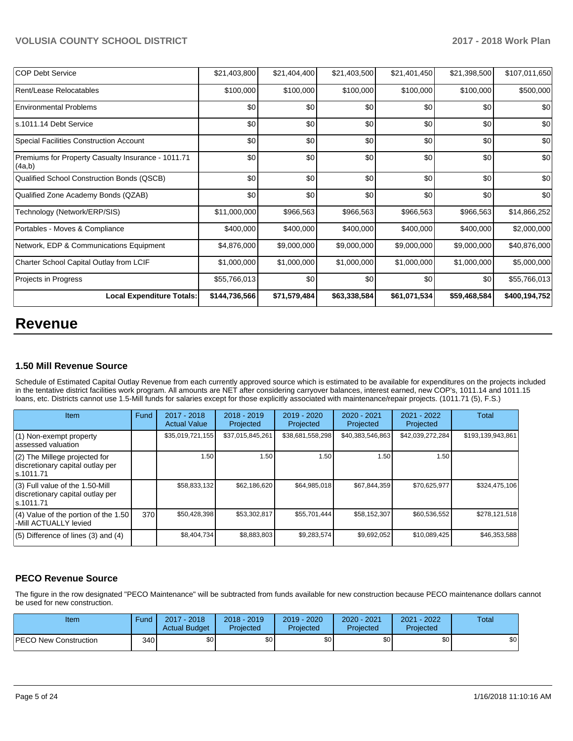| COP Debt Service | $21,403,800 | $21,404,400 | $21,403,500 | $21,401,450 | $21,398,500 | $107,011,650 |
|---|---|---|---|---|---|---|
| Rent/Lease Relocatables | $100,000 | $100,000 | $100,000 | $100,000 | $100,000 | $500,000 |
| Environmental Problems | $0 | $0 | $0 | $0 | $0 | $0 |
| s.1011.14 Debt Service | $0 | $0 | $0 | $0 | $0 | $0 |
| Special Facilities Construction Account | $0 | $0 | $0 | $0 | $0 | $0 |
| Premiums for Property Casualty Insurance - 1011.71 (4a,b) | $0 | $0 | $0 | $0 | $0 | $0 |
| Qualified School Construction Bonds (QSCB) | $0 | $0 | $0 | $0 | $0 | $0 |
| Qualified Zone Academy Bonds (QZAB) | $0 | $0 | $0 | $0 | $0 | $0 |
| Technology (Network/ERP/SIS) | $11,000,000 | $966,563 | $966,563 | $966,563 | $966,563 | $14,866,252 |
| Portables - Moves & Compliance | $400,000 | $400,000 | $400,000 | $400,000 | $400,000 | $2,000,000 |
| Network, EDP & Communications Equipment | $4,876,000 | $9,000,000 | $9,000,000 | $9,000,000 | $9,000,000 | $40,876,000 |
| Charter School Capital Outlay from LCIF | $1,000,000 | $1,000,000 | $1,000,000 | $1,000,000 | $1,000,000 | $5,000,000 |
| Projects in Progress | $55,766,013 | $0 | $0 | $0 | $0 | $55,766,013 |
| **Local Expenditure Totals:** | **$144,736,566** | **$71,579,484** | **$63,338,584** | **$61,071,534** | **$59,468,584** | **$400,194,752** |

# Revenue

### 1.50 Mill Revenue Source

Schedule of Estimated Capital Outlay Revenue from each currently approved source which is estimated to be available for expenditures on the projects included in the tentative district facilities work program. All amounts are NET after considering carryover balances, interest earned, new COP's, 1011.14 and 1011.15 loans, etc. Districts cannot use 1.5-Mill funds for salaries except for those explicitly associated with maintenance/repair projects. (1011.71 (5), F.S.)

| Item | Fund | 2017 - 2018 Actual Value | 2018 - 2019 Projected | 2019 - 2020 Projected | 2020 - 2021 Projected | 2021 - 2022 Projected | Total |
|---|---|---|---|---|---|---|---|
| (1) Non-exempt property assessed valuation | | $35,019,721,155 | $37,015,845,261 | $38,681,558,298 | $40,383,546,863 | $42,039,272,284 | $193,139,943,861 |
| (2) The Millege projected for discretionary capital outlay per s.1011.71 | | 1.50 | 1.50 | 1.50 | 1.50 | 1.50 | |
| (3) Full value of the 1.50-Mill discretionary capital outlay per s.1011.71 | | $58,833,132 | $62,186,620 | $64,985,018 | $67,844,359 | $70,625,977 | $324,475,106 |
| (4) Value of the portion of the 1.50 -Mill ACTUALLY levied | 370 | $50,428,398 | $53,302,817 | $55,701,444 | $58,152,307 | $60,536,552 | $278,121,518 |
| (5) Difference of lines (3) and (4) | | $8,404,734 | $8,883,803 | $9,283,574 | $9,692,052 | $10,089,425 | $46,353,588 |

### PECO Revenue Source

The figure in the row designated "PECO Maintenance" will be subtracted from funds available for new construction because PECO maintenance dollars cannot be used for new construction.

| Item | Fund | 2017 - 2018 Actual Budget | 2018 - 2019 Projected | 2019 - 2020 Projected | 2020 - 2021 Projected | 2021 - 2022 Projected | Total |
|---|---|---|---|---|---|---|---|
| PECO New Construction | 340 | $0 | $0 | $0 | $0 | $0 | $0 |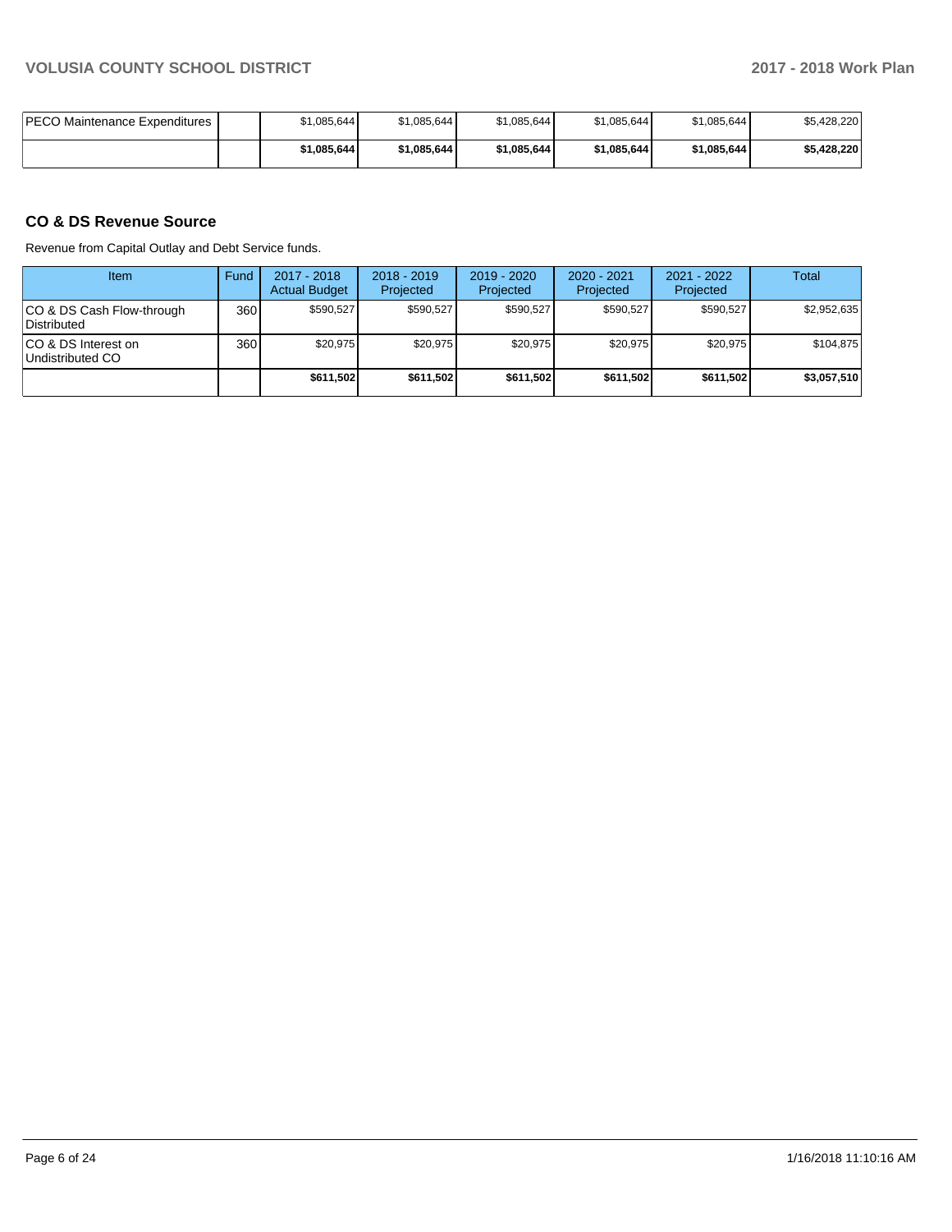| PECO Maintenance Expenditures | | $1,085,644 | $1,085,644 | $1,085,644 | $1,085,644 | $1,085,644 | $5,428,220 |
|---|---|---|---|---|---|---|---|
| | | **$1,085,644** | **$1,085,644** | **$1,085,644** | **$1,085,644** | **$1,085,644** | **$5,428,220** |

### CO & DS Revenue Source

Revenue from Capital Outlay and Debt Service funds.

| Item | Fund | 2017 - 2018 Actual Budget | 2018 - 2019 Projected | 2019 - 2020 Projected | 2020 - 2021 Projected | 2021 - 2022 Projected | Total |
|---|---|---|---|---|---|---|---|
| CO & DS Cash Flow-through Distributed | 360 | $590,527 | $590,527 | $590,527 | $590,527 | $590,527 | $2,952,635 |
| CO & DS Interest on Undistributed CO | 360 | $20,975 | $20,975 | $20,975 | $20,975 | $20,975 | $104,875 |
| | | **$611,502** | **$611,502** | **$611,502** | **$611,502** | **$611,502** | **$3,057,510** |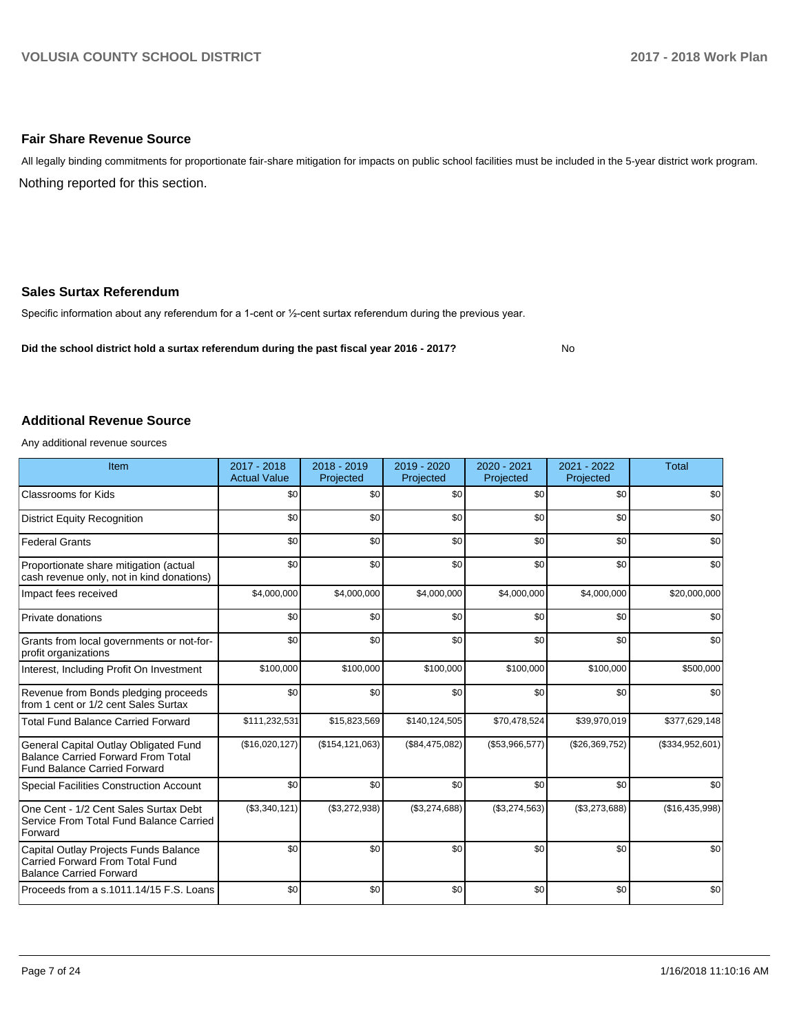## Fair Share Revenue Source

All legally binding commitments for proportionate fair-share mitigation for impacts on public school facilities must be included in the 5-year district work program.

Nothing reported for this section.

## Sales Surtax Referendum

Specific information about any referendum for a 1-cent or ½-cent surtax referendum during the previous year.

**Did the school district hold a surtax referendum during the past fiscal year 2016 - 2017?** No

## Additional Revenue Source

Any additional revenue sources

| Item | 2017 - 2018 Actual Value | 2018 - 2019 Projected | 2019 - 2020 Projected | 2020 - 2021 Projected | 2021 - 2022 Projected | Total |
|---|---|---|---|---|---|---|
| Classrooms for Kids | $0 | $0 | $0 | $0 | $0 | $0 |
| District Equity Recognition | $0 | $0 | $0 | $0 | $0 | $0 |
| Federal Grants | $0 | $0 | $0 | $0 | $0 | $0 |
| Proportionate share mitigation (actual cash revenue only, not in kind donations) | $0 | $0 | $0 | $0 | $0 | $0 |
| Impact fees received | $4,000,000 | $4,000,000 | $4,000,000 | $4,000,000 | $4,000,000 | $20,000,000 |
| Private donations | $0 | $0 | $0 | $0 | $0 | $0 |
| Grants from local governments or not-for-profit organizations | $0 | $0 | $0 | $0 | $0 | $0 |
| Interest, Including Profit On Investment | $100,000 | $100,000 | $100,000 | $100,000 | $100,000 | $500,000 |
| Revenue from Bonds pledging proceeds from 1 cent or 1/2 cent Sales Surtax | $0 | $0 | $0 | $0 | $0 | $0 |
| Total Fund Balance Carried Forward | $111,232,531 | $15,823,569 | $140,124,505 | $70,478,524 | $39,970,019 | $377,629,148 |
| General Capital Outlay Obligated Fund Balance Carried Forward From Total Fund Balance Carried Forward | ($16,020,127) | ($154,121,063) | ($84,475,082) | ($53,966,577) | ($26,369,752) | ($334,952,601) |
| Special Facilities Construction Account | $0 | $0 | $0 | $0 | $0 | $0 |
| One Cent - 1/2 Cent Sales Surtax Debt Service From Total Fund Balance Carried Forward | ($3,340,121) | ($3,272,938) | ($3,274,688) | ($3,274,563) | ($3,273,688) | ($16,435,998) |
| Capital Outlay Projects Funds Balance Carried Forward From Total Fund Balance Carried Forward | $0 | $0 | $0 | $0 | $0 | $0 |
| Proceeds from a s.1011.14/15 F.S. Loans | $0 | $0 | $0 | $0 | $0 | $0 |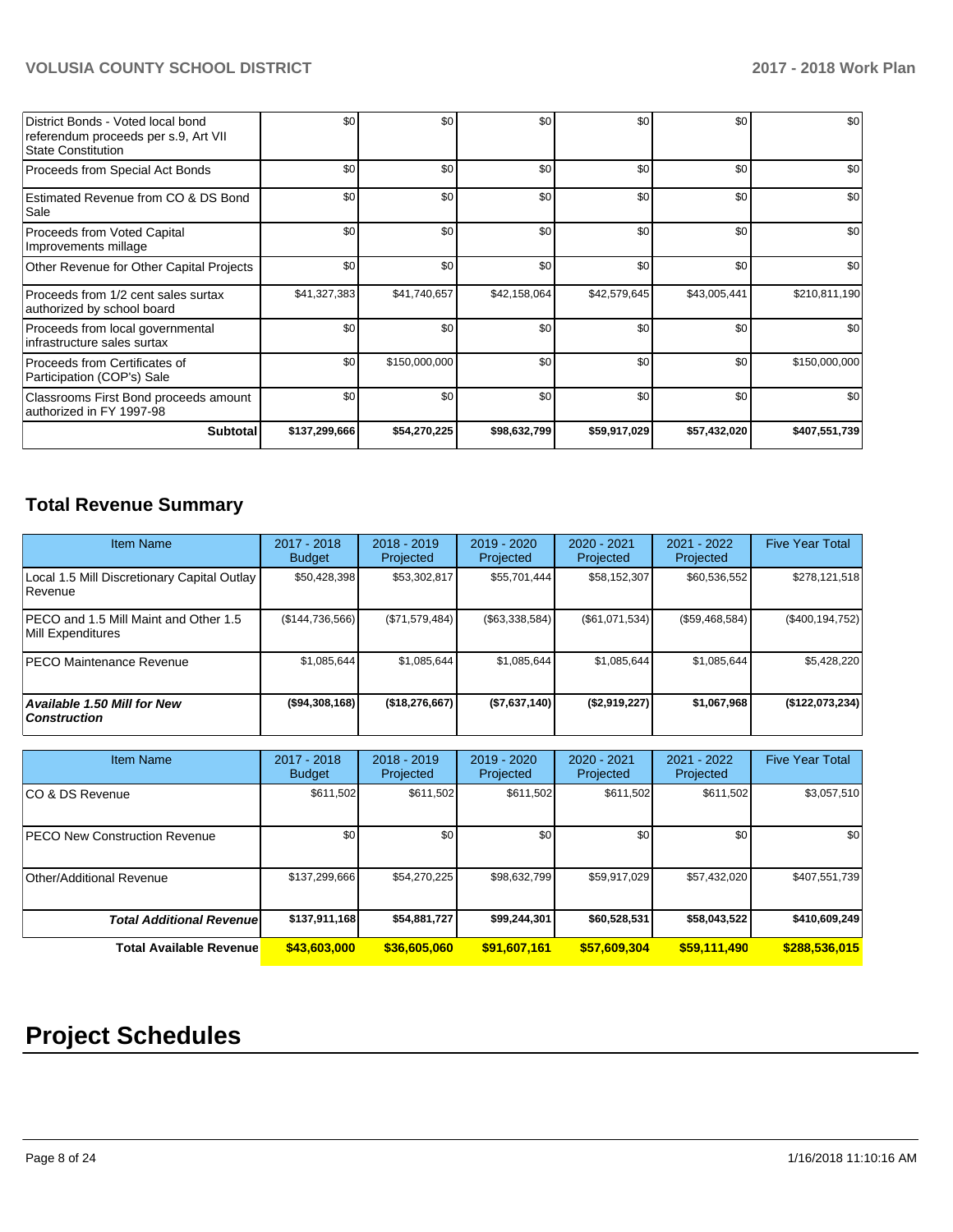| | | | | | | |
|---|---|---|---|---|---|---|
| District Bonds - Voted local bond referendum proceeds per s.9, Art VII State Constitution | $0 | $0 | $0 | $0 | $0 | $0 |
| Proceeds from Special Act Bonds | $0 | $0 | $0 | $0 | $0 | $0 |
| Estimated Revenue from CO & DS Bond Sale | $0 | $0 | $0 | $0 | $0 | $0 |
| Proceeds from Voted Capital Improvements millage | $0 | $0 | $0 | $0 | $0 | $0 |
| Other Revenue for Other Capital Projects | $0 | $0 | $0 | $0 | $0 | $0 |
| Proceeds from 1/2 cent sales surtax authorized by school board | $41,327,383 | $41,740,657 | $42,158,064 | $42,579,645 | $43,005,441 | $210,811,190 |
| Proceeds from local governmental infrastructure sales surtax | $0 | $0 | $0 | $0 | $0 | $0 |
| Proceeds from Certificates of Participation (COP's) Sale | $0 | $150,000,000 | $0 | $0 | $0 | $150,000,000 |
| Classrooms First Bond proceeds amount authorized in FY 1997-98 | $0 | $0 | $0 | $0 | $0 | $0 |
| **Subtotal** | **$137,299,666** | **$54,270,225** | **$98,632,799** | **$59,917,029** | **$57,432,020** | **$407,551,739** |

## Total Revenue Summary

| Item Name | 2017 - 2018 Budget | 2018 - 2019 Projected | 2019 - 2020 Projected | 2020 - 2021 Projected | 2021 - 2022 Projected | Five Year Total |
|---|---|---|---|---|---|---|
| Local 1.5 Mill Discretionary Capital Outlay Revenue | $50,428,398 | $53,302,817 | $55,701,444 | $58,152,307 | $60,536,552 | $278,121,518 |
| PECO and 1.5 Mill Maint and Other 1.5 Mill Expenditures | ($144,736,566) | ($71,579,484) | ($63,338,584) | ($61,071,534) | ($59,468,584) | ($400,194,752) |
| PECO Maintenance Revenue | $1,085,644 | $1,085,644 | $1,085,644 | $1,085,644 | $1,085,644 | $5,428,220 |
| ***Available 1.50 Mill for New Construction*** | **($94,308,168)** | **($18,276,667)** | **($7,637,140)** | **($2,919,227)** | **$1,067,968** | **($122,073,234)** |

| Item Name | 2017 - 2018 Budget | 2018 - 2019 Projected | 2019 - 2020 Projected | 2020 - 2021 Projected | 2021 - 2022 Projected | Five Year Total |
|---|---|---|---|---|---|---|
| CO & DS Revenue | $611,502 | $611,502 | $611,502 | $611,502 | $611,502 | $3,057,510 |
| PECO New Construction Revenue | $0 | $0 | $0 | $0 | $0 | $0 |
| Other/Additional Revenue | $137,299,666 | $54,270,225 | $98,632,799 | $59,917,029 | $57,432,020 | $407,551,739 |
| ***Total Additional Revenue*** | **$137,911,168** | **$54,881,727** | **$99,244,301** | **$60,528,531** | **$58,043,522** | **$410,609,249** |
| **Total Available Revenue** | **$43,603,000** | **$36,605,060** | **$91,607,161** | **$57,609,304** | **$59,111,490** | **$288,536,015** |

# Project Schedules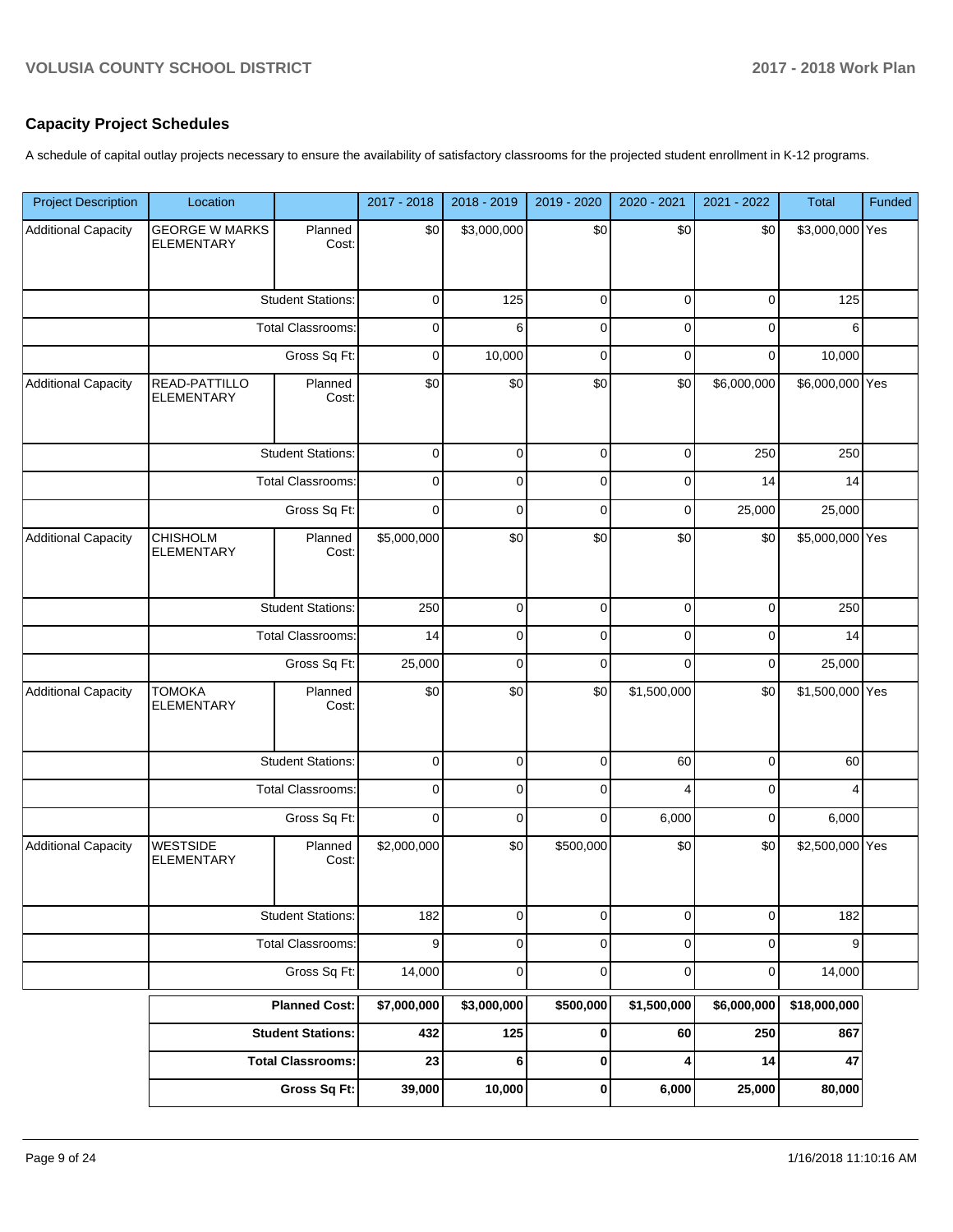## Capacity Project Schedules

A schedule of capital outlay projects necessary to ensure the availability of satisfactory classrooms for the projected student enrollment in K-12 programs.

| Project Description | Location | | 2017 - 2018 | 2018 - 2019 | 2019 - 2020 | 2020 - 2021 | 2021 - 2022 | Total | Funded |
|---|---|---|---|---|---|---|---|---|---|
| Additional Capacity | GEORGE W MARKS ELEMENTARY | Planned Cost: | $0 | $3,000,000 | $0 | $0 | $0 | $3,000,000 | Yes |
| | | Student Stations: | 0 | 125 | 0 | 0 | 0 | 125 | |
| | | Total Classrooms: | 0 | 6 | 0 | 0 | 0 | 6 | |
| | | Gross Sq Ft: | 0 | 10,000 | 0 | 0 | 0 | 10,000 | |
| Additional Capacity | READ-PATTILLO ELEMENTARY | Planned Cost: | $0 | $0 | $0 | $0 | $6,000,000 | $6,000,000 | Yes |
| | | Student Stations: | 0 | 0 | 0 | 0 | 250 | 250 | |
| | | Total Classrooms: | 0 | 0 | 0 | 0 | 14 | 14 | |
| | | Gross Sq Ft: | 0 | 0 | 0 | 0 | 25,000 | 25,000 | |
| Additional Capacity | CHISHOLM ELEMENTARY | Planned Cost: | $5,000,000 | $0 | $0 | $0 | $0 | $5,000,000 | Yes |
| | | Student Stations: | 250 | 0 | 0 | 0 | 0 | 250 | |
| | | Total Classrooms: | 14 | 0 | 0 | 0 | 0 | 14 | |
| | | Gross Sq Ft: | 25,000 | 0 | 0 | 0 | 0 | 25,000 | |
| Additional Capacity | TOMOKA ELEMENTARY | Planned Cost: | $0 | $0 | $0 | $1,500,000 | $0 | $1,500,000 | Yes |
| | | Student Stations: | 0 | 0 | 0 | 60 | 0 | 60 | |
| | | Total Classrooms: | 0 | 0 | 0 | 4 | 0 | 4 | |
| | | Gross Sq Ft: | 0 | 0 | 0 | 6,000 | 0 | 6,000 | |
| Additional Capacity | WESTSIDE ELEMENTARY | Planned Cost: | $2,000,000 | $0 | $500,000 | $0 | $0 | $2,500,000 | Yes |
| | | Student Stations: | 182 | 0 | 0 | 0 | 0 | 182 | |
| | | Total Classrooms: | 9 | 0 | 0 | 0 | 0 | 9 | |
| | | Gross Sq Ft: | 14,000 | 0 | 0 | 0 | 0 | 14,000 | |
| | | **Planned Cost:** | **$7,000,000** | **$3,000,000** | **$500,000** | **$1,500,000** | **$6,000,000** | **$18,000,000** | |
| | | **Student Stations:** | **432** | **125** | **0** | **60** | **250** | **867** | |
| | | **Total Classrooms:** | **23** | **6** | **0** | **4** | **14** | **47** | |
| | | **Gross Sq Ft:** | **39,000** | **10,000** | **0** | **6,000** | **25,000** | **80,000** | |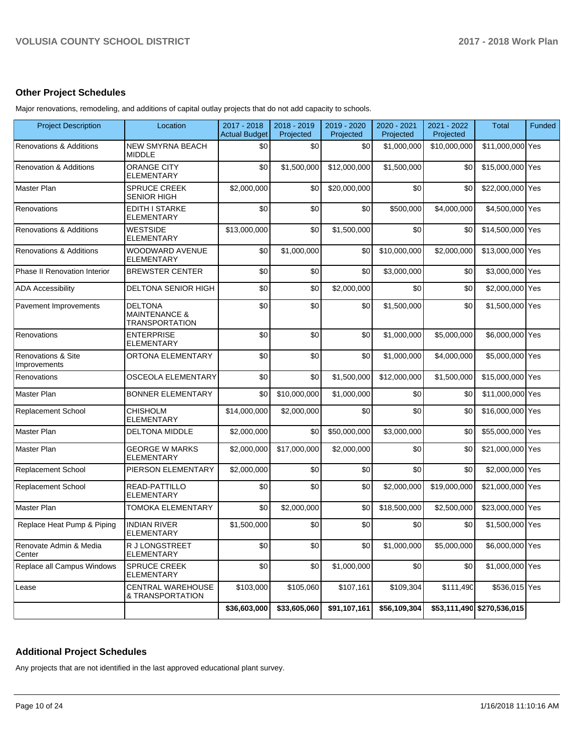### Other Project Schedules

Major renovations, remodeling, and additions of capital outlay projects that do not add capacity to schools.

| Project Description | Location | 2017 - 2018 Actual Budget | 2018 - 2019 Projected | 2019 - 2020 Projected | 2020 - 2021 Projected | 2021 - 2022 Projected | Total | Funded |
|---|---|---|---|---|---|---|---|---|
| Renovations & Additions | NEW SMYRNA BEACH MIDDLE | $0 | $0 | $0 | $1,000,000 | $10,000,000 | $11,000,000 | Yes |
| Renovation & Additions | ORANGE CITY ELEMENTARY | $0 | $1,500,000 | $12,000,000 | $1,500,000 | $0 | $15,000,000 | Yes |
| Master Plan | SPRUCE CREEK SENIOR HIGH | $2,000,000 | $0 | $20,000,000 | $0 | $0 | $22,000,000 | Yes |
| Renovations | EDITH I STARKE ELEMENTARY | $0 | $0 | $0 | $500,000 | $4,000,000 | $4,500,000 | Yes |
| Renovations & Additions | WESTSIDE ELEMENTARY | $13,000,000 | $0 | $1,500,000 | $0 | $0 | $14,500,000 | Yes |
| Renovations & Additions | WOODWARD AVENUE ELEMENTARY | $0 | $1,000,000 | $0 | $10,000,000 | $2,000,000 | $13,000,000 | Yes |
| Phase II Renovation Interior | BREWSTER CENTER | $0 | $0 | $0 | $3,000,000 | $0 | $3,000,000 | Yes |
| ADA Accessibility | DELTONA SENIOR HIGH | $0 | $0 | $2,000,000 | $0 | $0 | $2,000,000 | Yes |
| Pavement Improvements | DELTONA MAINTENANCE & TRANSPORTATION | $0 | $0 | $0 | $1,500,000 | $0 | $1,500,000 | Yes |
| Renovations | ENTERPRISE ELEMENTARY | $0 | $0 | $0 | $1,000,000 | $5,000,000 | $6,000,000 | Yes |
| Renovations & Site Improvements | ORTONA ELEMENTARY | $0 | $0 | $0 | $1,000,000 | $4,000,000 | $5,000,000 | Yes |
| Renovations | OSCEOLA ELEMENTARY | $0 | $0 | $1,500,000 | $12,000,000 | $1,500,000 | $15,000,000 | Yes |
| Master Plan | BONNER ELEMENTARY | $0 | $10,000,000 | $1,000,000 | $0 | $0 | $11,000,000 | Yes |
| Replacement School | CHISHOLM ELEMENTARY | $14,000,000 | $2,000,000 | $0 | $0 | $0 | $16,000,000 | Yes |
| Master Plan | DELTONA MIDDLE | $2,000,000 | $0 | $50,000,000 | $3,000,000 | $0 | $55,000,000 | Yes |
| Master Plan | GEORGE W MARKS ELEMENTARY | $2,000,000 | $17,000,000 | $2,000,000 | $0 | $0 | $21,000,000 | Yes |
| Replacement School | PIERSON ELEMENTARY | $2,000,000 | $0 | $0 | $0 | $0 | $2,000,000 | Yes |
| Replacement School | READ-PATTILLO ELEMENTARY | $0 | $0 | $0 | $2,000,000 | $19,000,000 | $21,000,000 | Yes |
| Master Plan | TOMOKA ELEMENTARY | $0 | $2,000,000 | $0 | $18,500,000 | $2,500,000 | $23,000,000 | Yes |
| Replace Heat Pump & Piping | INDIAN RIVER ELEMENTARY | $1,500,000 | $0 | $0 | $0 | $0 | $1,500,000 | Yes |
| Renovate Admin & Media Center | R J LONGSTREET ELEMENTARY | $0 | $0 | $0 | $1,000,000 | $5,000,000 | $6,000,000 | Yes |
| Replace all Campus Windows | SPRUCE CREEK ELEMENTARY | $0 | $0 | $1,000,000 | $0 | $0 | $1,000,000 | Yes |
| Lease | CENTRAL WAREHOUSE & TRANSPORTATION | $103,000 | $105,060 | $107,161 | $109,304 | $111,490 | $536,015 | Yes |
| | | **$36,603,000** | **$33,605,060** | **$91,107,161** | **$56,109,304** | **$53,111,490** | **$270,536,015** | |

### Additional Project Schedules

Any projects that are not identified in the last approved educational plant survey.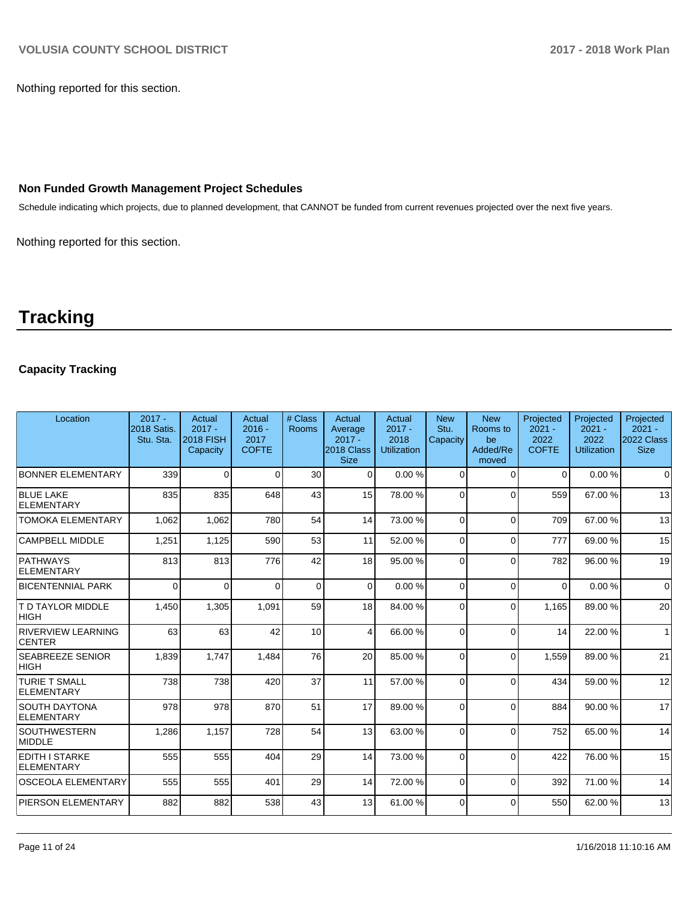Nothing reported for this section.

### Non Funded Growth Management Project Schedules

Schedule indicating which projects, due to planned development, that CANNOT be funded from current revenues projected over the next five years.

Nothing reported for this section.

# Tracking

### Capacity Tracking

| Location | 2017 - 2018 Satis. Stu. Sta. | Actual 2017 - 2018 FISH Capacity | Actual 2016 - 2017 COFTE | # Class Rooms | Actual Average 2017 - 2018 Class Size | Actual 2017 - 2018 Utilization | New Stu. Capacity | New Rooms to be Added/Removed | Projected 2021 - 2022 COFTE | Projected 2021 - 2022 Utilization | Projected 2021 - 2022 Class Size |
|---|---|---|---|---|---|---|---|---|---|---|---|
| BONNER ELEMENTARY | 339 | 0 | 0 | 30 | 0 | 0.00 % | 0 | 0 | 0 | 0.00 % | 0 |
| BLUE LAKE ELEMENTARY | 835 | 835 | 648 | 43 | 15 | 78.00 % | 0 | 0 | 559 | 67.00 % | 13 |
| TOMOKA ELEMENTARY | 1,062 | 1,062 | 780 | 54 | 14 | 73.00 % | 0 | 0 | 709 | 67.00 % | 13 |
| CAMPBELL MIDDLE | 1,251 | 1,125 | 590 | 53 | 11 | 52.00 % | 0 | 0 | 777 | 69.00 % | 15 |
| PATHWAYS ELEMENTARY | 813 | 813 | 776 | 42 | 18 | 95.00 % | 0 | 0 | 782 | 96.00 % | 19 |
| BICENTENNIAL PARK | 0 | 0 | 0 | 0 | 0 | 0.00 % | 0 | 0 | 0 | 0.00 % | 0 |
| T D TAYLOR MIDDLE HIGH | 1,450 | 1,305 | 1,091 | 59 | 18 | 84.00 % | 0 | 0 | 1,165 | 89.00 % | 20 |
| RIVERVIEW LEARNING CENTER | 63 | 63 | 42 | 10 | 4 | 66.00 % | 0 | 0 | 14 | 22.00 % | 1 |
| SEABREEZE SENIOR HIGH | 1,839 | 1,747 | 1,484 | 76 | 20 | 85.00 % | 0 | 0 | 1,559 | 89.00 % | 21 |
| TURIE T SMALL ELEMENTARY | 738 | 738 | 420 | 37 | 11 | 57.00 % | 0 | 0 | 434 | 59.00 % | 12 |
| SOUTH DAYTONA ELEMENTARY | 978 | 978 | 870 | 51 | 17 | 89.00 % | 0 | 0 | 884 | 90.00 % | 17 |
| SOUTHWESTERN MIDDLE | 1,286 | 1,157 | 728 | 54 | 13 | 63.00 % | 0 | 0 | 752 | 65.00 % | 14 |
| EDITH I STARKE ELEMENTARY | 555 | 555 | 404 | 29 | 14 | 73.00 % | 0 | 0 | 422 | 76.00 % | 15 |
| OSCEOLA ELEMENTARY | 555 | 555 | 401 | 29 | 14 | 72.00 % | 0 | 0 | 392 | 71.00 % | 14 |
| PIERSON ELEMENTARY | 882 | 882 | 538 | 43 | 13 | 61.00 % | 0 | 0 | 550 | 62.00 % | 13 |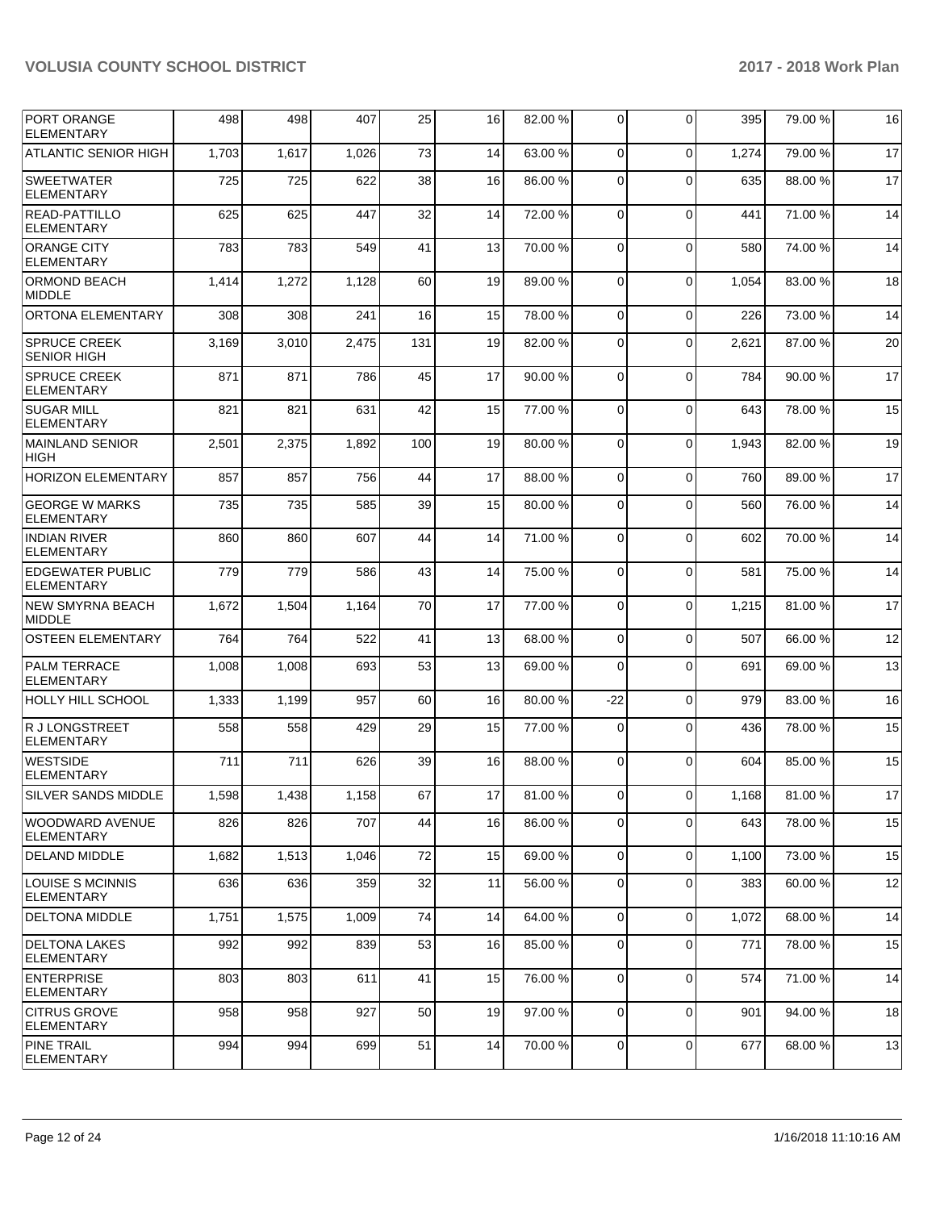| | | | | | | | | | | | |
|---|---|---|---|---|---|---|---|---|---|---|---|
| PORT ORANGE ELEMENTARY | 498 | 498 | 407 | 25 | 16 | 82.00 % | 0 | 0 | 395 | 79.00 % | 16 |
| ATLANTIC SENIOR HIGH | 1,703 | 1,617 | 1,026 | 73 | 14 | 63.00 % | 0 | 0 | 1,274 | 79.00 % | 17 |
| SWEETWATER ELEMENTARY | 725 | 725 | 622 | 38 | 16 | 86.00 % | 0 | 0 | 635 | 88.00 % | 17 |
| READ-PATTILLO ELEMENTARY | 625 | 625 | 447 | 32 | 14 | 72.00 % | 0 | 0 | 441 | 71.00 % | 14 |
| ORANGE CITY ELEMENTARY | 783 | 783 | 549 | 41 | 13 | 70.00 % | 0 | 0 | 580 | 74.00 % | 14 |
| ORMOND BEACH MIDDLE | 1,414 | 1,272 | 1,128 | 60 | 19 | 89.00 % | 0 | 0 | 1,054 | 83.00 % | 18 |
| ORTONA ELEMENTARY | 308 | 308 | 241 | 16 | 15 | 78.00 % | 0 | 0 | 226 | 73.00 % | 14 |
| SPRUCE CREEK SENIOR HIGH | 3,169 | 3,010 | 2,475 | 131 | 19 | 82.00 % | 0 | 0 | 2,621 | 87.00 % | 20 |
| SPRUCE CREEK ELEMENTARY | 871 | 871 | 786 | 45 | 17 | 90.00 % | 0 | 0 | 784 | 90.00 % | 17 |
| SUGAR MILL ELEMENTARY | 821 | 821 | 631 | 42 | 15 | 77.00 % | 0 | 0 | 643 | 78.00 % | 15 |
| MAINLAND SENIOR HIGH | 2,501 | 2,375 | 1,892 | 100 | 19 | 80.00 % | 0 | 0 | 1,943 | 82.00 % | 19 |
| HORIZON ELEMENTARY | 857 | 857 | 756 | 44 | 17 | 88.00 % | 0 | 0 | 760 | 89.00 % | 17 |
| GEORGE W MARKS ELEMENTARY | 735 | 735 | 585 | 39 | 15 | 80.00 % | 0 | 0 | 560 | 76.00 % | 14 |
| INDIAN RIVER ELEMENTARY | 860 | 860 | 607 | 44 | 14 | 71.00 % | 0 | 0 | 602 | 70.00 % | 14 |
| EDGEWATER PUBLIC ELEMENTARY | 779 | 779 | 586 | 43 | 14 | 75.00 % | 0 | 0 | 581 | 75.00 % | 14 |
| NEW SMYRNA BEACH MIDDLE | 1,672 | 1,504 | 1,164 | 70 | 17 | 77.00 % | 0 | 0 | 1,215 | 81.00 % | 17 |
| OSTEEN ELEMENTARY | 764 | 764 | 522 | 41 | 13 | 68.00 % | 0 | 0 | 507 | 66.00 % | 12 |
| PALM TERRACE ELEMENTARY | 1,008 | 1,008 | 693 | 53 | 13 | 69.00 % | 0 | 0 | 691 | 69.00 % | 13 |
| HOLLY HILL SCHOOL | 1,333 | 1,199 | 957 | 60 | 16 | 80.00 % | -22 | 0 | 979 | 83.00 % | 16 |
| R J LONGSTREET ELEMENTARY | 558 | 558 | 429 | 29 | 15 | 77.00 % | 0 | 0 | 436 | 78.00 % | 15 |
| WESTSIDE ELEMENTARY | 711 | 711 | 626 | 39 | 16 | 88.00 % | 0 | 0 | 604 | 85.00 % | 15 |
| SILVER SANDS MIDDLE | 1,598 | 1,438 | 1,158 | 67 | 17 | 81.00 % | 0 | 0 | 1,168 | 81.00 % | 17 |
| WOODWARD AVENUE ELEMENTARY | 826 | 826 | 707 | 44 | 16 | 86.00 % | 0 | 0 | 643 | 78.00 % | 15 |
| DELAND MIDDLE | 1,682 | 1,513 | 1,046 | 72 | 15 | 69.00 % | 0 | 0 | 1,100 | 73.00 % | 15 |
| LOUISE S MCINNIS ELEMENTARY | 636 | 636 | 359 | 32 | 11 | 56.00 % | 0 | 0 | 383 | 60.00 % | 12 |
| DELTONA MIDDLE | 1,751 | 1,575 | 1,009 | 74 | 14 | 64.00 % | 0 | 0 | 1,072 | 68.00 % | 14 |
| DELTONA LAKES ELEMENTARY | 992 | 992 | 839 | 53 | 16 | 85.00 % | 0 | 0 | 771 | 78.00 % | 15 |
| ENTERPRISE ELEMENTARY | 803 | 803 | 611 | 41 | 15 | 76.00 % | 0 | 0 | 574 | 71.00 % | 14 |
| CITRUS GROVE ELEMENTARY | 958 | 958 | 927 | 50 | 19 | 97.00 % | 0 | 0 | 901 | 94.00 % | 18 |
| PINE TRAIL ELEMENTARY | 994 | 994 | 699 | 51 | 14 | 70.00 % | 0 | 0 | 677 | 68.00 % | 13 |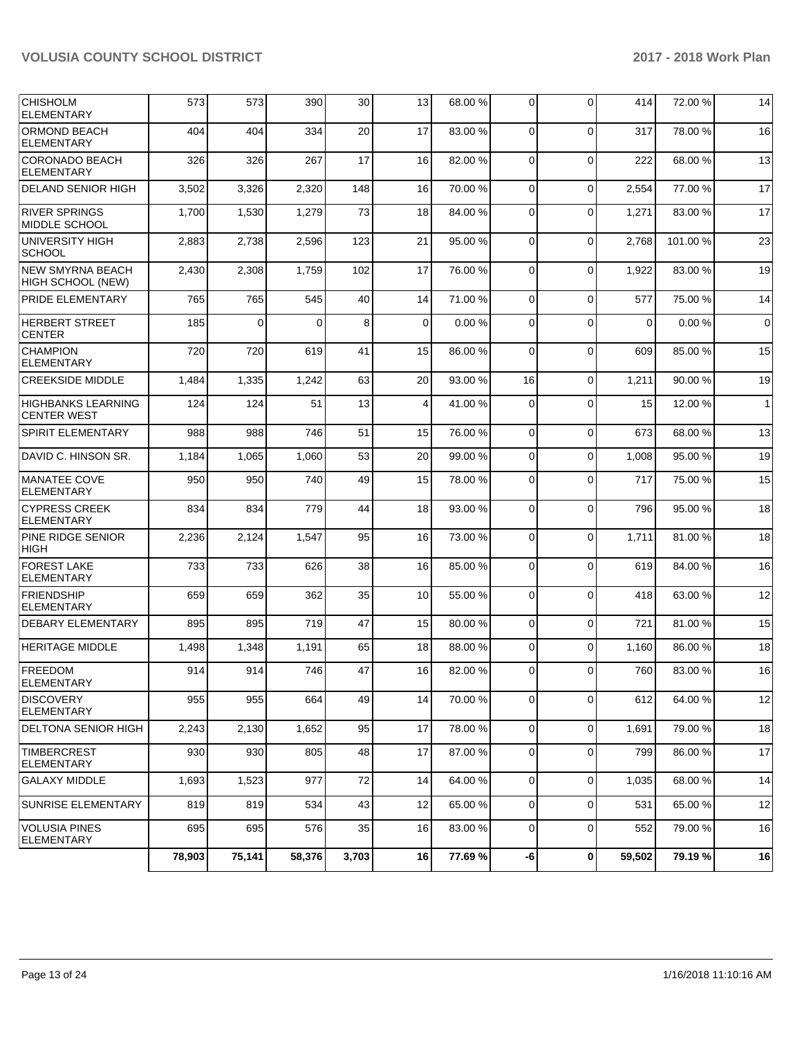| | | | | | | | | | | | |
|---|---|---|---|---|---|---|---|---|---|---|---|
| CHISHOLM ELEMENTARY | 573 | 573 | 390 | 30 | 13 | 68.00 % | 0 | 0 | 414 | 72.00 % | 14 |
| ORMOND BEACH ELEMENTARY | 404 | 404 | 334 | 20 | 17 | 83.00 % | 0 | 0 | 317 | 78.00 % | 16 |
| CORONADO BEACH ELEMENTARY | 326 | 326 | 267 | 17 | 16 | 82.00 % | 0 | 0 | 222 | 68.00 % | 13 |
| DELAND SENIOR HIGH | 3,502 | 3,326 | 2,320 | 148 | 16 | 70.00 % | 0 | 0 | 2,554 | 77.00 % | 17 |
| RIVER SPRINGS MIDDLE SCHOOL | 1,700 | 1,530 | 1,279 | 73 | 18 | 84.00 % | 0 | 0 | 1,271 | 83.00 % | 17 |
| UNIVERSITY HIGH SCHOOL | 2,883 | 2,738 | 2,596 | 123 | 21 | 95.00 % | 0 | 0 | 2,768 | 101.00 % | 23 |
| NEW SMYRNA BEACH HIGH SCHOOL (NEW) | 2,430 | 2,308 | 1,759 | 102 | 17 | 76.00 % | 0 | 0 | 1,922 | 83.00 % | 19 |
| PRIDE ELEMENTARY | 765 | 765 | 545 | 40 | 14 | 71.00 % | 0 | 0 | 577 | 75.00 % | 14 |
| HERBERT STREET CENTER | 185 | 0 | 0 | 8 | 0 | 0.00 % | 0 | 0 | 0 | 0.00 % | 0 |
| CHAMPION ELEMENTARY | 720 | 720 | 619 | 41 | 15 | 86.00 % | 0 | 0 | 609 | 85.00 % | 15 |
| CREEKSIDE MIDDLE | 1,484 | 1,335 | 1,242 | 63 | 20 | 93.00 % | 16 | 0 | 1,211 | 90.00 % | 19 |
| HIGHBANKS LEARNING CENTER WEST | 124 | 124 | 51 | 13 | 4 | 41.00 % | 0 | 0 | 15 | 12.00 % | 1 |
| SPIRIT ELEMENTARY | 988 | 988 | 746 | 51 | 15 | 76.00 % | 0 | 0 | 673 | 68.00 % | 13 |
| DAVID C. HINSON SR. | 1,184 | 1,065 | 1,060 | 53 | 20 | 99.00 % | 0 | 0 | 1,008 | 95.00 % | 19 |
| MANATEE COVE ELEMENTARY | 950 | 950 | 740 | 49 | 15 | 78.00 % | 0 | 0 | 717 | 75.00 % | 15 |
| CYPRESS CREEK ELEMENTARY | 834 | 834 | 779 | 44 | 18 | 93.00 % | 0 | 0 | 796 | 95.00 % | 18 |
| PINE RIDGE SENIOR HIGH | 2,236 | 2,124 | 1,547 | 95 | 16 | 73.00 % | 0 | 0 | 1,711 | 81.00 % | 18 |
| FOREST LAKE ELEMENTARY | 733 | 733 | 626 | 38 | 16 | 85.00 % | 0 | 0 | 619 | 84.00 % | 16 |
| FRIENDSHIP ELEMENTARY | 659 | 659 | 362 | 35 | 10 | 55.00 % | 0 | 0 | 418 | 63.00 % | 12 |
| DEBARY ELEMENTARY | 895 | 895 | 719 | 47 | 15 | 80.00 % | 0 | 0 | 721 | 81.00 % | 15 |
| HERITAGE MIDDLE | 1,498 | 1,348 | 1,191 | 65 | 18 | 88.00 % | 0 | 0 | 1,160 | 86.00 % | 18 |
| FREEDOM ELEMENTARY | 914 | 914 | 746 | 47 | 16 | 82.00 % | 0 | 0 | 760 | 83.00 % | 16 |
| DISCOVERY ELEMENTARY | 955 | 955 | 664 | 49 | 14 | 70.00 % | 0 | 0 | 612 | 64.00 % | 12 |
| DELTONA SENIOR HIGH | 2,243 | 2,130 | 1,652 | 95 | 17 | 78.00 % | 0 | 0 | 1,691 | 79.00 % | 18 |
| TIMBERCREST ELEMENTARY | 930 | 930 | 805 | 48 | 17 | 87.00 % | 0 | 0 | 799 | 86.00 % | 17 |
| GALAXY MIDDLE | 1,693 | 1,523 | 977 | 72 | 14 | 64.00 % | 0 | 0 | 1,035 | 68.00 % | 14 |
| SUNRISE ELEMENTARY | 819 | 819 | 534 | 43 | 12 | 65.00 % | 0 | 0 | 531 | 65.00 % | 12 |
| VOLUSIA PINES ELEMENTARY | 695 | 695 | 576 | 35 | 16 | 83.00 % | 0 | 0 | 552 | 79.00 % | 16 |
| | **78,903** | **75,141** | **58,376** | **3,703** | **16** | **77.69 %** | **-6** | **0** | **59,502** | **79.19 %** | **16** |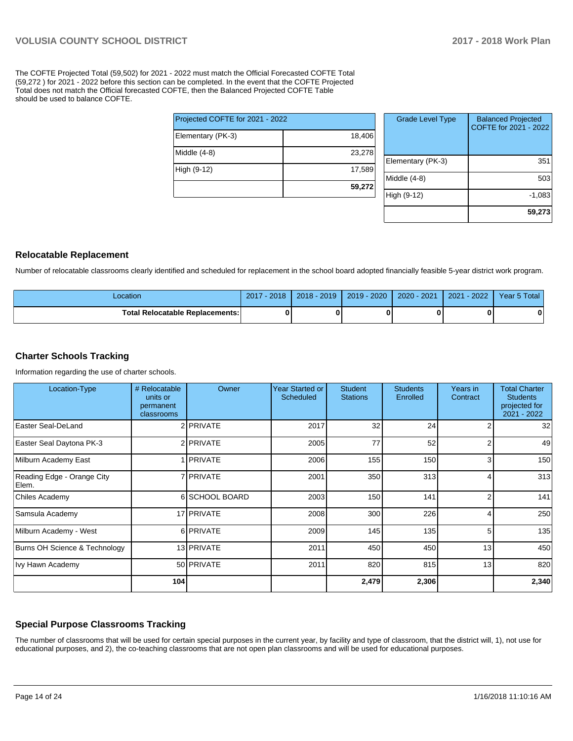The COFTE Projected Total (59,502) for 2021 - 2022 must match the Official Forecasted COFTE Total (59,272 ) for 2021 - 2022 before this section can be completed. In the event that the COFTE Projected Total does not match the Official forecasted COFTE, then the Balanced Projected COFTE Table should be used to balance COFTE.

| Projected COFTE for 2021 - 2022 | |
|---|---|
| Elementary (PK-3) | 18,406 |
| Middle (4-8) | 23,278 |
| High (9-12) | 17,589 |
| | **59,272** |

| Grade Level Type | Balanced Projected COFTE for 2021 - 2022 |
|---|---|
| Elementary (PK-3) | 351 |
| Middle (4-8) | 503 |
| High (9-12) | -1,083 |
| | **59,273** |

## Relocatable Replacement

Number of relocatable classrooms clearly identified and scheduled for replacement in the school board adopted financially feasible 5-year district work program.

| Location | 2017 - 2018 | 2018 - 2019 | 2019 - 2020 | 2020 - 2021 | 2021 - 2022 | Year 5 Total |
|---|---|---|---|---|---|---|
| **Total Relocatable Replacements:** | **0** | **0** | **0** | **0** | **0** | **0** |

## Charter Schools Tracking

Information regarding the use of charter schools.

| Location-Type | # Relocatable units or permanent classrooms | Owner | Year Started or Scheduled | Student Stations | Students Enrolled | Years in Contract | Total Charter Students projected for 2021 - 2022 |
|---|---|---|---|---|---|---|---|
| Easter Seal-DeLand | 2 | PRIVATE | 2017 | 32 | 24 | 2 | 32 |
| Easter Seal Daytona PK-3 | 2 | PRIVATE | 2005 | 77 | 52 | 2 | 49 |
| Milburn Academy East | 1 | PRIVATE | 2006 | 155 | 150 | 3 | 150 |
| Reading Edge - Orange City Elem. | 7 | PRIVATE | 2001 | 350 | 313 | 4 | 313 |
| Chiles Academy | 6 | SCHOOL BOARD | 2003 | 150 | 141 | 2 | 141 |
| Samsula Academy | 17 | PRIVATE | 2008 | 300 | 226 | 4 | 250 |
| Milburn Academy - West | 6 | PRIVATE | 2009 | 145 | 135 | 5 | 135 |
| Burns OH Science & Technology | 13 | PRIVATE | 2011 | 450 | 450 | 13 | 450 |
| Ivy Hawn Academy | 50 | PRIVATE | 2011 | 820 | 815 | 13 | 820 |
| | **104** | | | **2,479** | **2,306** | | **2,340** |

## Special Purpose Classrooms Tracking

The number of classrooms that will be used for certain special purposes in the current year, by facility and type of classroom, that the district will, 1), not use for educational purposes, and 2), the co-teaching classrooms that are not open plan classrooms and will be used for educational purposes.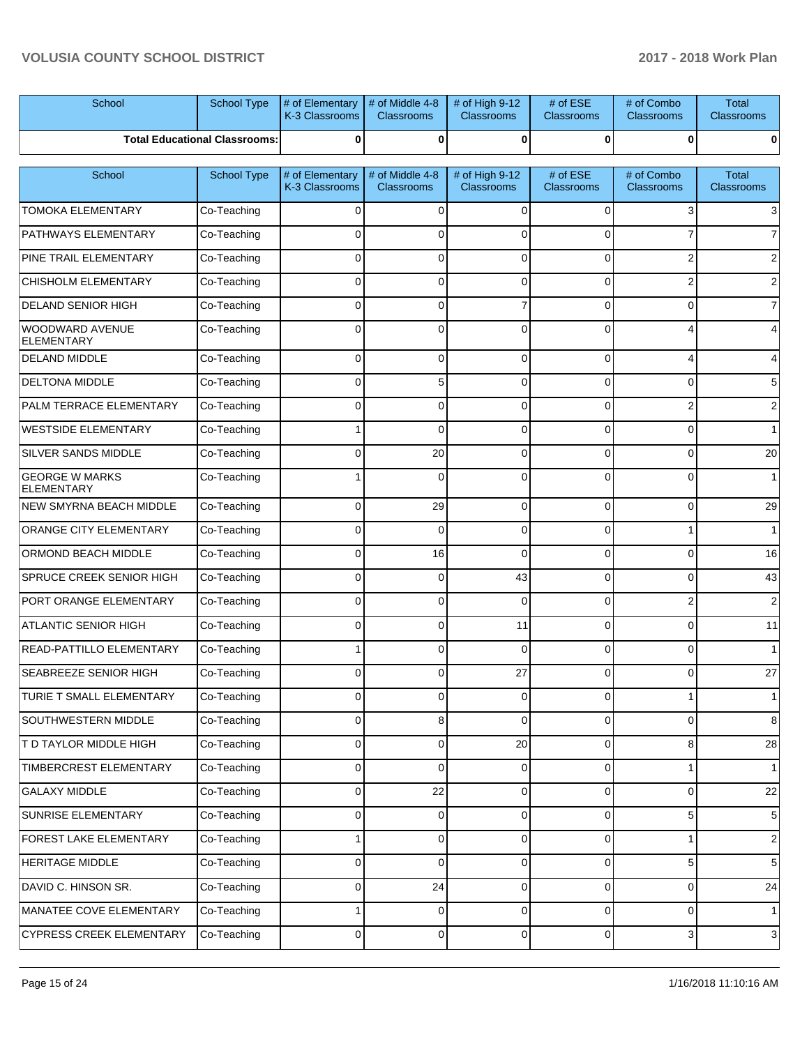| School | School Type | # of Elementary K-3 Classrooms | # of Middle 4-8 Classrooms | # of High 9-12 Classrooms | # of ESE Classrooms | # of Combo Classrooms | Total Classrooms |
|---|---|---|---|---|---|---|---|
| **Total Educational Classrooms:** | | **0** | **0** | **0** | **0** | **0** | **0** |

| School | School Type | # of Elementary K-3 Classrooms | # of Middle 4-8 Classrooms | # of High 9-12 Classrooms | # of ESE Classrooms | # of Combo Classrooms | Total Classrooms |
|---|---|---|---|---|---|---|---|
| TOMOKA ELEMENTARY | Co-Teaching | 0 | 0 | 0 | 0 | 3 | 3 |
| PATHWAYS ELEMENTARY | Co-Teaching | 0 | 0 | 0 | 0 | 7 | 7 |
| PINE TRAIL ELEMENTARY | Co-Teaching | 0 | 0 | 0 | 0 | 2 | 2 |
| CHISHOLM ELEMENTARY | Co-Teaching | 0 | 0 | 0 | 0 | 2 | 2 |
| DELAND SENIOR HIGH | Co-Teaching | 0 | 0 | 7 | 0 | 0 | 7 |
| WOODWARD AVENUE ELEMENTARY | Co-Teaching | 0 | 0 | 0 | 0 | 4 | 4 |
| DELAND MIDDLE | Co-Teaching | 0 | 0 | 0 | 0 | 4 | 4 |
| DELTONA MIDDLE | Co-Teaching | 0 | 5 | 0 | 0 | 0 | 5 |
| PALM TERRACE ELEMENTARY | Co-Teaching | 0 | 0 | 0 | 0 | 2 | 2 |
| WESTSIDE ELEMENTARY | Co-Teaching | 1 | 0 | 0 | 0 | 0 | 1 |
| SILVER SANDS MIDDLE | Co-Teaching | 0 | 20 | 0 | 0 | 0 | 20 |
| GEORGE W MARKS ELEMENTARY | Co-Teaching | 1 | 0 | 0 | 0 | 0 | 1 |
| NEW SMYRNA BEACH MIDDLE | Co-Teaching | 0 | 29 | 0 | 0 | 0 | 29 |
| ORANGE CITY ELEMENTARY | Co-Teaching | 0 | 0 | 0 | 0 | 1 | 1 |
| ORMOND BEACH MIDDLE | Co-Teaching | 0 | 16 | 0 | 0 | 0 | 16 |
| SPRUCE CREEK SENIOR HIGH | Co-Teaching | 0 | 0 | 43 | 0 | 0 | 43 |
| PORT ORANGE ELEMENTARY | Co-Teaching | 0 | 0 | 0 | 0 | 2 | 2 |
| ATLANTIC SENIOR HIGH | Co-Teaching | 0 | 0 | 11 | 0 | 0 | 11 |
| READ-PATTILLO ELEMENTARY | Co-Teaching | 1 | 0 | 0 | 0 | 0 | 1 |
| SEABREEZE SENIOR HIGH | Co-Teaching | 0 | 0 | 27 | 0 | 0 | 27 |
| TURIE T SMALL ELEMENTARY | Co-Teaching | 0 | 0 | 0 | 0 | 1 | 1 |
| SOUTHWESTERN MIDDLE | Co-Teaching | 0 | 8 | 0 | 0 | 0 | 8 |
| T D TAYLOR MIDDLE HIGH | Co-Teaching | 0 | 0 | 20 | 0 | 8 | 28 |
| TIMBERCREST ELEMENTARY | Co-Teaching | 0 | 0 | 0 | 0 | 1 | 1 |
| GALAXY MIDDLE | Co-Teaching | 0 | 22 | 0 | 0 | 0 | 22 |
| SUNRISE ELEMENTARY | Co-Teaching | 0 | 0 | 0 | 0 | 5 | 5 |
| FOREST LAKE ELEMENTARY | Co-Teaching | 1 | 0 | 0 | 0 | 1 | 2 |
| HERITAGE MIDDLE | Co-Teaching | 0 | 0 | 0 | 0 | 5 | 5 |
| DAVID C. HINSON SR. | Co-Teaching | 0 | 24 | 0 | 0 | 0 | 24 |
| MANATEE COVE ELEMENTARY | Co-Teaching | 1 | 0 | 0 | 0 | 0 | 1 |
| CYPRESS CREEK ELEMENTARY | Co-Teaching | 0 | 0 | 0 | 0 | 3 | 3 |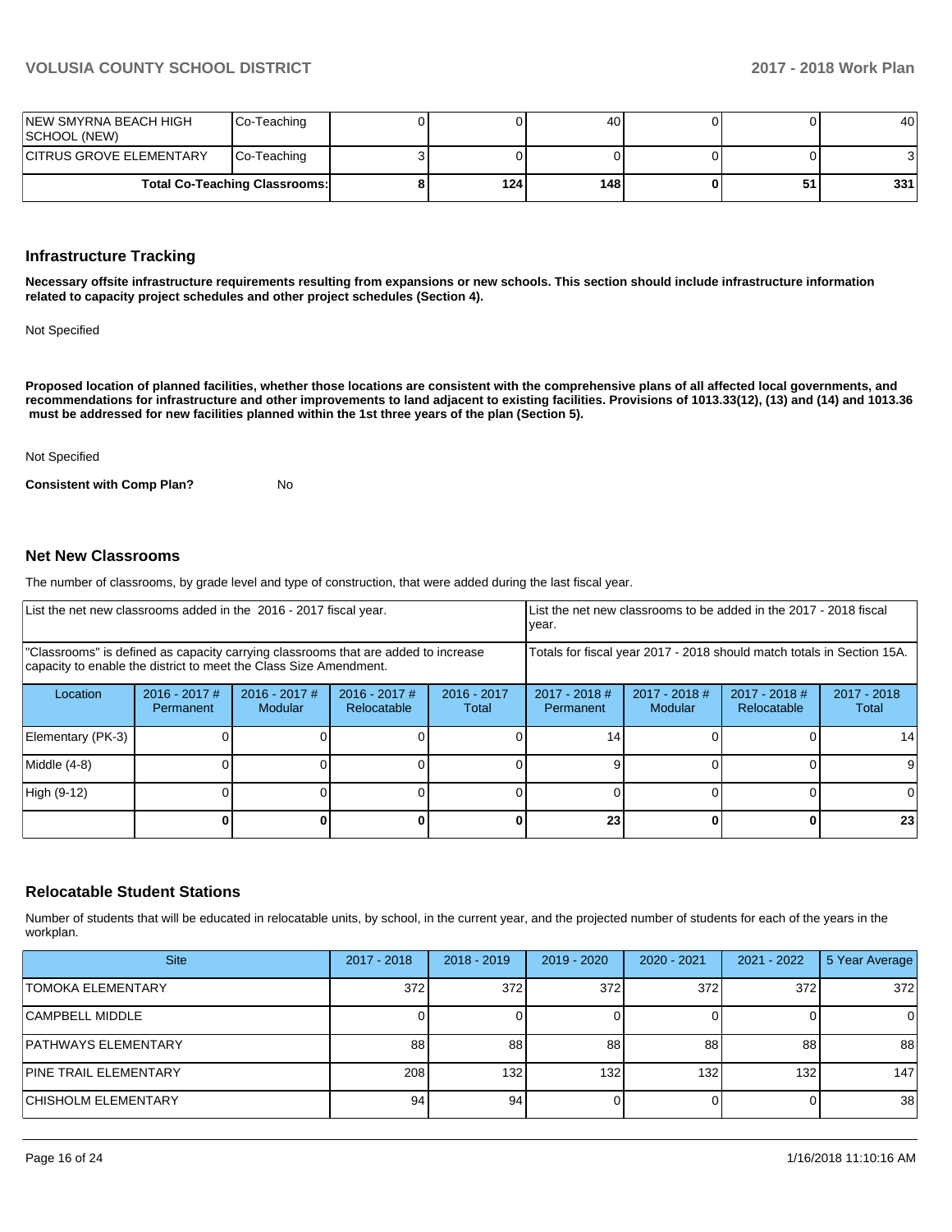| | | | | | | | |
|---|---|---|---|---|---|---|---|
| NEW SMYRNA BEACH HIGH SCHOOL (NEW) | Co-Teaching | 0 | 0 | 40 | 0 | 0 | 40 |
| CITRUS GROVE ELEMENTARY | Co-Teaching | 3 | 0 | 0 | 0 | 0 | 3 |
| Total Co-Teaching Classrooms: | | 8 | 124 | 148 | 0 | 51 | 331 |

## Infrastructure Tracking

**Necessary offsite infrastructure requirements resulting from expansions or new schools. This section should include infrastructure information related to capacity project schedules and other project schedules (Section 4).**

Not Specified

**Proposed location of planned facilities, whether those locations are consistent with the comprehensive plans of all affected local governments, and recommendations for infrastructure and other improvements to land adjacent to existing facilities. Provisions of 1013.33(12), (13) and (14) and 1013.36 must be addressed for new facilities planned within the 1st three years of the plan (Section 5).**

Not Specified

**Consistent with Comp Plan?** No

## Net New Classrooms

The number of classrooms, by grade level and type of construction, that were added during the last fiscal year.

| List the net new classrooms added in the 2016 - 2017 fiscal year. | | | | | List the net new classrooms to be added in the 2017 - 2018 fiscal year. | | | |
|---|---|---|---|---|---|---|---|---|
| "Classrooms" is defined as capacity carrying classrooms that are added to increase capacity to enable the district to meet the Class Size Amendment. | | | | | Totals for fiscal year 2017 - 2018 should match totals in Section 15A. | | | |
| Location | 2016 - 2017 # Permanent | 2016 - 2017 # Modular | 2016 - 2017 # Relocatable | 2016 - 2017 Total | 2017 - 2018 # Permanent | 2017 - 2018 # Modular | 2017 - 2018 # Relocatable | 2017 - 2018 Total |
| Elementary (PK-3) | 0 | 0 | 0 | 0 | 14 | 0 | 0 | 14 |
| Middle (4-8) | 0 | 0 | 0 | 0 | 9 | 0 | 0 | 9 |
| High (9-12) | 0 | 0 | 0 | 0 | 0 | 0 | 0 | 0 |
| | 0 | 0 | 0 | 0 | 23 | 0 | 0 | 23 |

## Relocatable Student Stations

Number of students that will be educated in relocatable units, by school, in the current year, and the projected number of students for each of the years in the workplan.

| Site | 2017 - 2018 | 2018 - 2019 | 2019 - 2020 | 2020 - 2021 | 2021 - 2022 | 5 Year Average |
|---|---|---|---|---|---|---|
| TOMOKA ELEMENTARY | 372 | 372 | 372 | 372 | 372 | 372 |
| CAMPBELL MIDDLE | 0 | 0 | 0 | 0 | 0 | 0 |
| PATHWAYS ELEMENTARY | 88 | 88 | 88 | 88 | 88 | 88 |
| PINE TRAIL ELEMENTARY | 208 | 132 | 132 | 132 | 132 | 147 |
| CHISHOLM ELEMENTARY | 94 | 94 | 0 | 0 | 0 | 38 |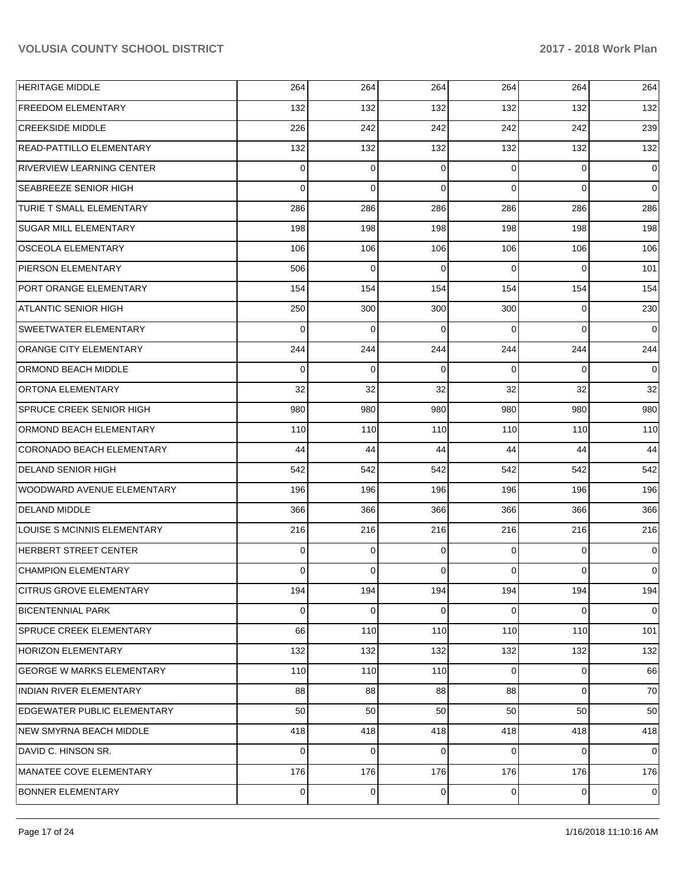| | | | | | | |
|---|---|---|---|---|---|---|
| HERITAGE MIDDLE | 264 | 264 | 264 | 264 | 264 | 264 |
| FREEDOM ELEMENTARY | 132 | 132 | 132 | 132 | 132 | 132 |
| CREEKSIDE MIDDLE | 226 | 242 | 242 | 242 | 242 | 239 |
| READ-PATTILLO ELEMENTARY | 132 | 132 | 132 | 132 | 132 | 132 |
| RIVERVIEW LEARNING CENTER | 0 | 0 | 0 | 0 | 0 | 0 |
| SEABREEZE SENIOR HIGH | 0 | 0 | 0 | 0 | 0 | 0 |
| TURIE T SMALL ELEMENTARY | 286 | 286 | 286 | 286 | 286 | 286 |
| SUGAR MILL ELEMENTARY | 198 | 198 | 198 | 198 | 198 | 198 |
| OSCEOLA ELEMENTARY | 106 | 106 | 106 | 106 | 106 | 106 |
| PIERSON ELEMENTARY | 506 | 0 | 0 | 0 | 0 | 101 |
| PORT ORANGE ELEMENTARY | 154 | 154 | 154 | 154 | 154 | 154 |
| ATLANTIC SENIOR HIGH | 250 | 300 | 300 | 300 | 0 | 230 |
| SWEETWATER ELEMENTARY | 0 | 0 | 0 | 0 | 0 | 0 |
| ORANGE CITY ELEMENTARY | 244 | 244 | 244 | 244 | 244 | 244 |
| ORMOND BEACH MIDDLE | 0 | 0 | 0 | 0 | 0 | 0 |
| ORTONA ELEMENTARY | 32 | 32 | 32 | 32 | 32 | 32 |
| SPRUCE CREEK SENIOR HIGH | 980 | 980 | 980 | 980 | 980 | 980 |
| ORMOND BEACH ELEMENTARY | 110 | 110 | 110 | 110 | 110 | 110 |
| CORONADO BEACH ELEMENTARY | 44 | 44 | 44 | 44 | 44 | 44 |
| DELAND SENIOR HIGH | 542 | 542 | 542 | 542 | 542 | 542 |
| WOODWARD AVENUE ELEMENTARY | 196 | 196 | 196 | 196 | 196 | 196 |
| DELAND MIDDLE | 366 | 366 | 366 | 366 | 366 | 366 |
| LOUISE S MCINNIS ELEMENTARY | 216 | 216 | 216 | 216 | 216 | 216 |
| HERBERT STREET CENTER | 0 | 0 | 0 | 0 | 0 | 0 |
| CHAMPION ELEMENTARY | 0 | 0 | 0 | 0 | 0 | 0 |
| CITRUS GROVE ELEMENTARY | 194 | 194 | 194 | 194 | 194 | 194 |
| BICENTENNIAL PARK | 0 | 0 | 0 | 0 | 0 | 0 |
| SPRUCE CREEK ELEMENTARY | 66 | 110 | 110 | 110 | 110 | 101 |
| HORIZON ELEMENTARY | 132 | 132 | 132 | 132 | 132 | 132 |
| GEORGE W MARKS ELEMENTARY | 110 | 110 | 110 | 0 | 0 | 66 |
| INDIAN RIVER ELEMENTARY | 88 | 88 | 88 | 88 | 0 | 70 |
| EDGEWATER PUBLIC ELEMENTARY | 50 | 50 | 50 | 50 | 50 | 50 |
| NEW SMYRNA BEACH MIDDLE | 418 | 418 | 418 | 418 | 418 | 418 |
| DAVID C. HINSON SR. | 0 | 0 | 0 | 0 | 0 | 0 |
| MANATEE COVE ELEMENTARY | 176 | 176 | 176 | 176 | 176 | 176 |
| BONNER ELEMENTARY | 0 | 0 | 0 | 0 | 0 | 0 |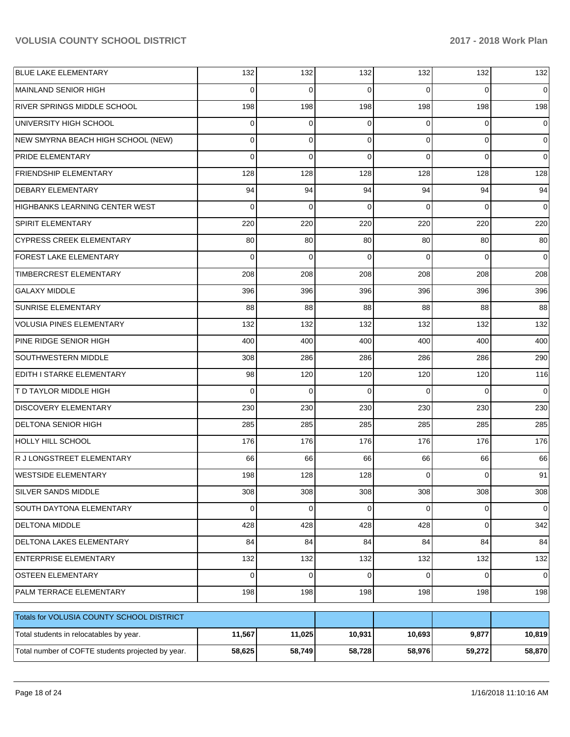| | | | | | | |
|---|---|---|---|---|---|---|
| BLUE LAKE ELEMENTARY | 132 | 132 | 132 | 132 | 132 | 132 |
| MAINLAND SENIOR HIGH | 0 | 0 | 0 | 0 | 0 | 0 |
| RIVER SPRINGS MIDDLE SCHOOL | 198 | 198 | 198 | 198 | 198 | 198 |
| UNIVERSITY HIGH SCHOOL | 0 | 0 | 0 | 0 | 0 | 0 |
| NEW SMYRNA BEACH HIGH SCHOOL (NEW) | 0 | 0 | 0 | 0 | 0 | 0 |
| PRIDE ELEMENTARY | 0 | 0 | 0 | 0 | 0 | 0 |
| FRIENDSHIP ELEMENTARY | 128 | 128 | 128 | 128 | 128 | 128 |
| DEBARY ELEMENTARY | 94 | 94 | 94 | 94 | 94 | 94 |
| HIGHBANKS LEARNING CENTER WEST | 0 | 0 | 0 | 0 | 0 | 0 |
| SPIRIT ELEMENTARY | 220 | 220 | 220 | 220 | 220 | 220 |
| CYPRESS CREEK ELEMENTARY | 80 | 80 | 80 | 80 | 80 | 80 |
| FOREST LAKE ELEMENTARY | 0 | 0 | 0 | 0 | 0 | 0 |
| TIMBERCREST ELEMENTARY | 208 | 208 | 208 | 208 | 208 | 208 |
| GALAXY MIDDLE | 396 | 396 | 396 | 396 | 396 | 396 |
| SUNRISE ELEMENTARY | 88 | 88 | 88 | 88 | 88 | 88 |
| VOLUSIA PINES ELEMENTARY | 132 | 132 | 132 | 132 | 132 | 132 |
| PINE RIDGE SENIOR HIGH | 400 | 400 | 400 | 400 | 400 | 400 |
| SOUTHWESTERN MIDDLE | 308 | 286 | 286 | 286 | 286 | 290 |
| EDITH I STARKE ELEMENTARY | 98 | 120 | 120 | 120 | 120 | 116 |
| T D TAYLOR MIDDLE HIGH | 0 | 0 | 0 | 0 | 0 | 0 |
| DISCOVERY ELEMENTARY | 230 | 230 | 230 | 230 | 230 | 230 |
| DELTONA SENIOR HIGH | 285 | 285 | 285 | 285 | 285 | 285 |
| HOLLY HILL SCHOOL | 176 | 176 | 176 | 176 | 176 | 176 |
| R J LONGSTREET ELEMENTARY | 66 | 66 | 66 | 66 | 66 | 66 |
| WESTSIDE ELEMENTARY | 198 | 128 | 128 | 0 | 0 | 91 |
| SILVER SANDS MIDDLE | 308 | 308 | 308 | 308 | 308 | 308 |
| SOUTH DAYTONA ELEMENTARY | 0 | 0 | 0 | 0 | 0 | 0 |
| DELTONA MIDDLE | 428 | 428 | 428 | 428 | 0 | 342 |
| DELTONA LAKES ELEMENTARY | 84 | 84 | 84 | 84 | 84 | 84 |
| ENTERPRISE ELEMENTARY | 132 | 132 | 132 | 132 | 132 | 132 |
| OSTEEN ELEMENTARY | 0 | 0 | 0 | 0 | 0 | 0 |
| PALM TERRACE ELEMENTARY | 198 | 198 | 198 | 198 | 198 | 198 |

| Totals for VOLUSIA COUNTY SCHOOL DISTRICT | | | | | | |
|---|---|---|---|---|---|---|
| Total students in relocatables by year. | **11,567** | **11,025** | **10,931** | **10,693** | **9,877** | **10,819** |
| Total number of COFTE students projected by year. | **58,625** | **58,749** | **58,728** | **58,976** | **59,272** | **58,870** |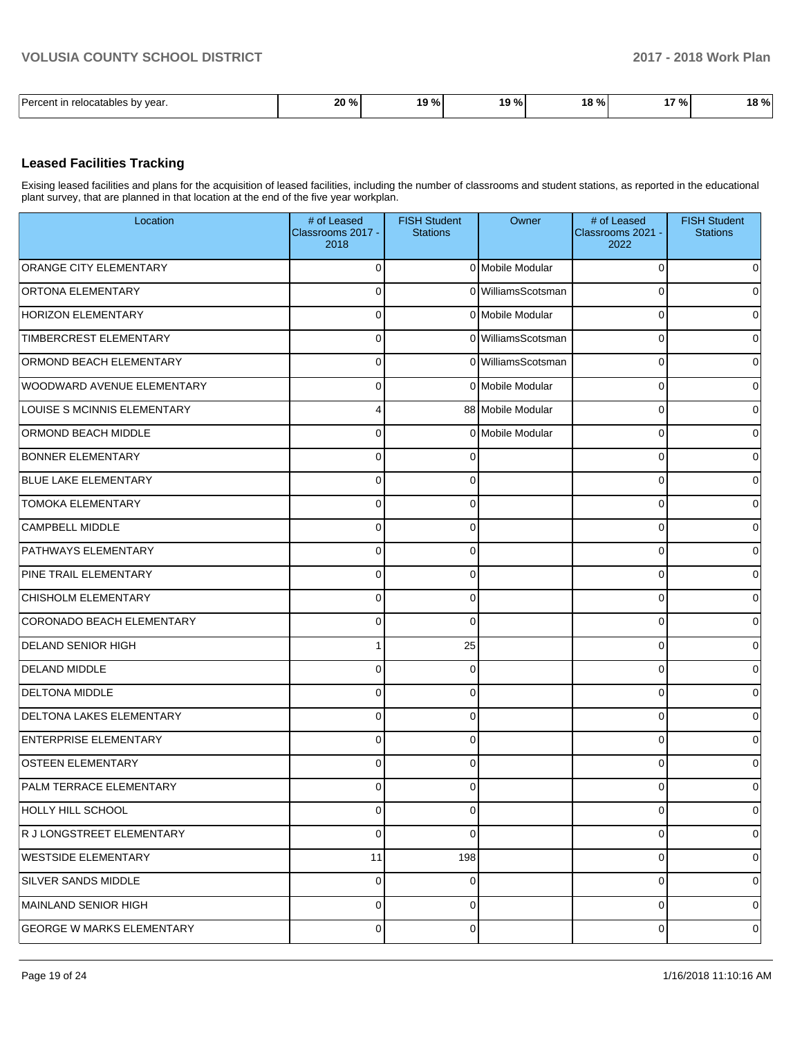| Percent in relocatables by year. | 20 % | 19 % | 19 % | 18 % | 17 % | 18 % |
|---|---|---|---|---|---|---|

### Leased Facilities Tracking

Exising leased facilities and plans for the acquisition of leased facilities, including the number of classrooms and student stations, as reported in the educational plant survey, that are planned in that location at the end of the five year workplan.

| Location | # of Leased Classrooms 2017 - 2018 | FISH Student Stations | Owner | # of Leased Classrooms 2021 - 2022 | FISH Student Stations |
|---|---|---|---|---|---|
| ORANGE CITY ELEMENTARY | 0 | 0 | Mobile Modular | 0 | 0 |
| ORTONA ELEMENTARY | 0 | 0 | WilliamsScotsman | 0 | 0 |
| HORIZON ELEMENTARY | 0 | 0 | Mobile Modular | 0 | 0 |
| TIMBERCREST ELEMENTARY | 0 | 0 | WilliamsScotsman | 0 | 0 |
| ORMOND BEACH ELEMENTARY | 0 | 0 | WilliamsScotsman | 0 | 0 |
| WOODWARD AVENUE ELEMENTARY | 0 | 0 | Mobile Modular | 0 | 0 |
| LOUISE S MCINNIS ELEMENTARY | 4 | 88 | Mobile Modular | 0 | 0 |
| ORMOND BEACH MIDDLE | 0 | 0 | Mobile Modular | 0 | 0 |
| BONNER ELEMENTARY | 0 | 0 | | 0 | 0 |
| BLUE LAKE ELEMENTARY | 0 | 0 | | 0 | 0 |
| TOMOKA ELEMENTARY | 0 | 0 | | 0 | 0 |
| CAMPBELL MIDDLE | 0 | 0 | | 0 | 0 |
| PATHWAYS ELEMENTARY | 0 | 0 | | 0 | 0 |
| PINE TRAIL ELEMENTARY | 0 | 0 | | 0 | 0 |
| CHISHOLM ELEMENTARY | 0 | 0 | | 0 | 0 |
| CORONADO BEACH ELEMENTARY | 0 | 0 | | 0 | 0 |
| DELAND SENIOR HIGH | 1 | 25 | | 0 | 0 |
| DELAND MIDDLE | 0 | 0 | | 0 | 0 |
| DELTONA MIDDLE | 0 | 0 | | 0 | 0 |
| DELTONA LAKES ELEMENTARY | 0 | 0 | | 0 | 0 |
| ENTERPRISE ELEMENTARY | 0 | 0 | | 0 | 0 |
| OSTEEN ELEMENTARY | 0 | 0 | | 0 | 0 |
| PALM TERRACE ELEMENTARY | 0 | 0 | | 0 | 0 |
| HOLLY HILL SCHOOL | 0 | 0 | | 0 | 0 |
| R J LONGSTREET ELEMENTARY | 0 | 0 | | 0 | 0 |
| WESTSIDE ELEMENTARY | 11 | 198 | | 0 | 0 |
| SILVER SANDS MIDDLE | 0 | 0 | | 0 | 0 |
| MAINLAND SENIOR HIGH | 0 | 0 | | 0 | 0 |
| GEORGE W MARKS ELEMENTARY | 0 | 0 | | 0 | 0 |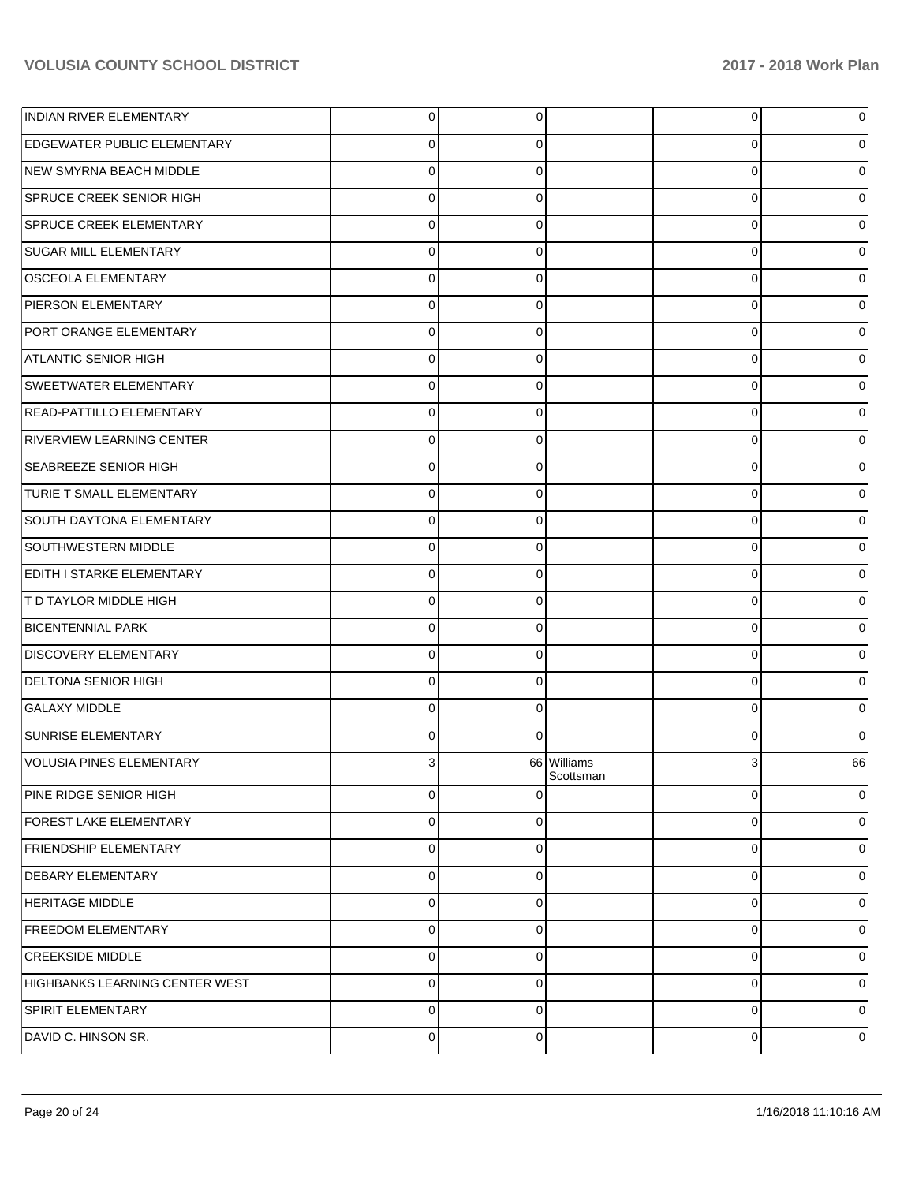| | | | | | |
|---|---|---|---|---|---|
| INDIAN RIVER ELEMENTARY | 0 | 0 | | 0 | 0 |
| EDGEWATER PUBLIC ELEMENTARY | 0 | 0 | | 0 | 0 |
| NEW SMYRNA BEACH MIDDLE | 0 | 0 | | 0 | 0 |
| SPRUCE CREEK SENIOR HIGH | 0 | 0 | | 0 | 0 |
| SPRUCE CREEK ELEMENTARY | 0 | 0 | | 0 | 0 |
| SUGAR MILL ELEMENTARY | 0 | 0 | | 0 | 0 |
| OSCEOLA ELEMENTARY | 0 | 0 | | 0 | 0 |
| PIERSON ELEMENTARY | 0 | 0 | | 0 | 0 |
| PORT ORANGE ELEMENTARY | 0 | 0 | | 0 | 0 |
| ATLANTIC SENIOR HIGH | 0 | 0 | | 0 | 0 |
| SWEETWATER ELEMENTARY | 0 | 0 | | 0 | 0 |
| READ-PATTILLO ELEMENTARY | 0 | 0 | | 0 | 0 |
| RIVERVIEW LEARNING CENTER | 0 | 0 | | 0 | 0 |
| SEABREEZE SENIOR HIGH | 0 | 0 | | 0 | 0 |
| TURIE T SMALL ELEMENTARY | 0 | 0 | | 0 | 0 |
| SOUTH DAYTONA ELEMENTARY | 0 | 0 | | 0 | 0 |
| SOUTHWESTERN MIDDLE | 0 | 0 | | 0 | 0 |
| EDITH I STARKE ELEMENTARY | 0 | 0 | | 0 | 0 |
| T D TAYLOR MIDDLE HIGH | 0 | 0 | | 0 | 0 |
| BICENTENNIAL PARK | 0 | 0 | | 0 | 0 |
| DISCOVERY ELEMENTARY | 0 | 0 | | 0 | 0 |
| DELTONA SENIOR HIGH | 0 | 0 | | 0 | 0 |
| GALAXY MIDDLE | 0 | 0 | | 0 | 0 |
| SUNRISE ELEMENTARY | 0 | 0 | | 0 | 0 |
| VOLUSIA PINES ELEMENTARY | 3 | 66 | Williams Scottsman | 3 | 66 |
| PINE RIDGE SENIOR HIGH | 0 | 0 | | 0 | 0 |
| FOREST LAKE ELEMENTARY | 0 | 0 | | 0 | 0 |
| FRIENDSHIP ELEMENTARY | 0 | 0 | | 0 | 0 |
| DEBARY ELEMENTARY | 0 | 0 | | 0 | 0 |
| HERITAGE MIDDLE | 0 | 0 | | 0 | 0 |
| FREEDOM ELEMENTARY | 0 | 0 | | 0 | 0 |
| CREEKSIDE MIDDLE | 0 | 0 | | 0 | 0 |
| HIGHBANKS LEARNING CENTER WEST | 0 | 0 | | 0 | 0 |
| SPIRIT ELEMENTARY | 0 | 0 | | 0 | 0 |
| DAVID C. HINSON SR. | 0 | 0 | | 0 | 0 |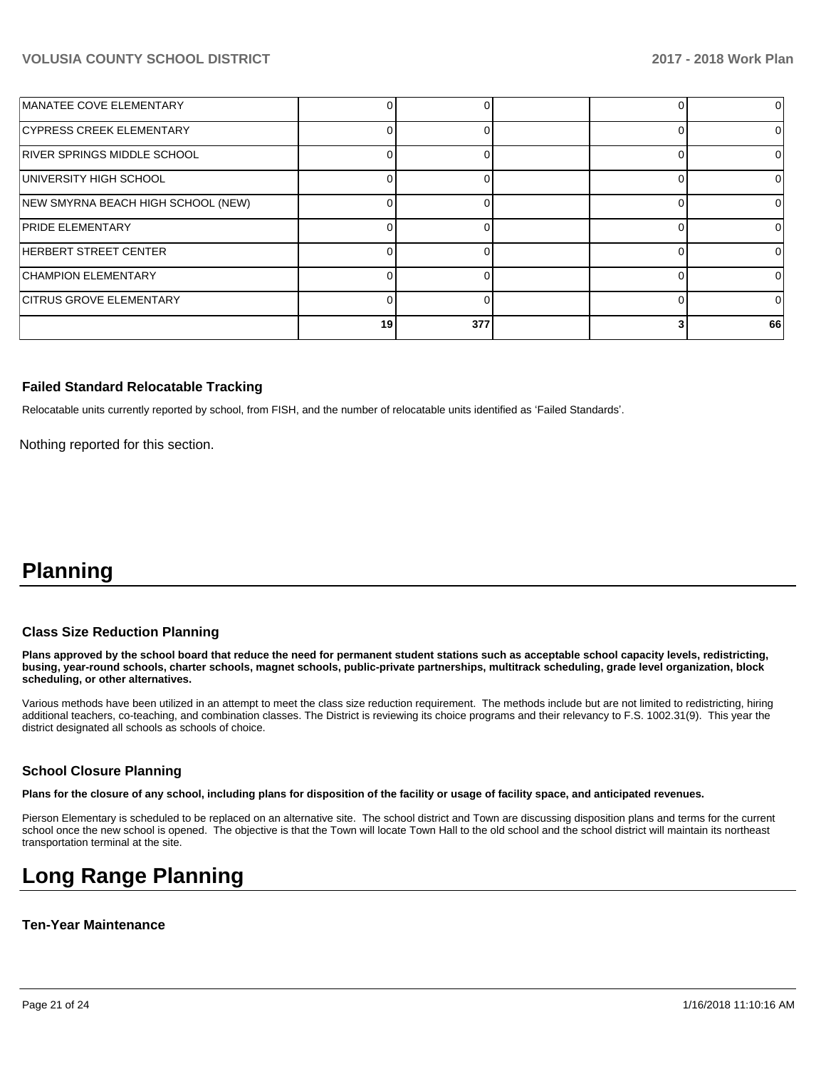| | | | | | |
|---|---|---|---|---|---|
| MANATEE COVE ELEMENTARY | 0 | 0 | | 0 | 0 |
| CYPRESS CREEK ELEMENTARY | 0 | 0 | | 0 | 0 |
| RIVER SPRINGS MIDDLE SCHOOL | 0 | 0 | | 0 | 0 |
| UNIVERSITY HIGH SCHOOL | 0 | 0 | | 0 | 0 |
| NEW SMYRNA BEACH HIGH SCHOOL (NEW) | 0 | 0 | | 0 | 0 |
| PRIDE ELEMENTARY | 0 | 0 | | 0 | 0 |
| HERBERT STREET CENTER | 0 | 0 | | 0 | 0 |
| CHAMPION ELEMENTARY | 0 | 0 | | 0 | 0 |
| CITRUS GROVE ELEMENTARY | 0 | 0 | | 0 | 0 |
| | 19 | 377 | | 3 | 66 |

### Failed Standard Relocatable Tracking

Relocatable units currently reported by school, from FISH, and the number of relocatable units identified as 'Failed Standards'.

Nothing reported for this section.

# Planning

### Class Size Reduction Planning

**Plans approved by the school board that reduce the need for permanent student stations such as acceptable school capacity levels, redistricting, busing, year-round schools, charter schools, magnet schools, public-private partnerships, multitrack scheduling, grade level organization, block scheduling, or other alternatives.**

Various methods have been utilized in an attempt to meet the class size reduction requirement. The methods include but are not limited to redistricting, hiring additional teachers, co-teaching, and combination classes. The District is reviewing its choice programs and their relevancy to F.S. 1002.31(9). This year the district designated all schools as schools of choice.

### School Closure Planning

**Plans for the closure of any school, including plans for disposition of the facility or usage of facility space, and anticipated revenues.**

Pierson Elementary is scheduled to be replaced on an alternative site. The school district and Town are discussing disposition plans and terms for the current school once the new school is opened. The objective is that the Town will locate Town Hall to the old school and the school district will maintain its northeast transportation terminal at the site.

# Long Range Planning

### Ten-Year Maintenance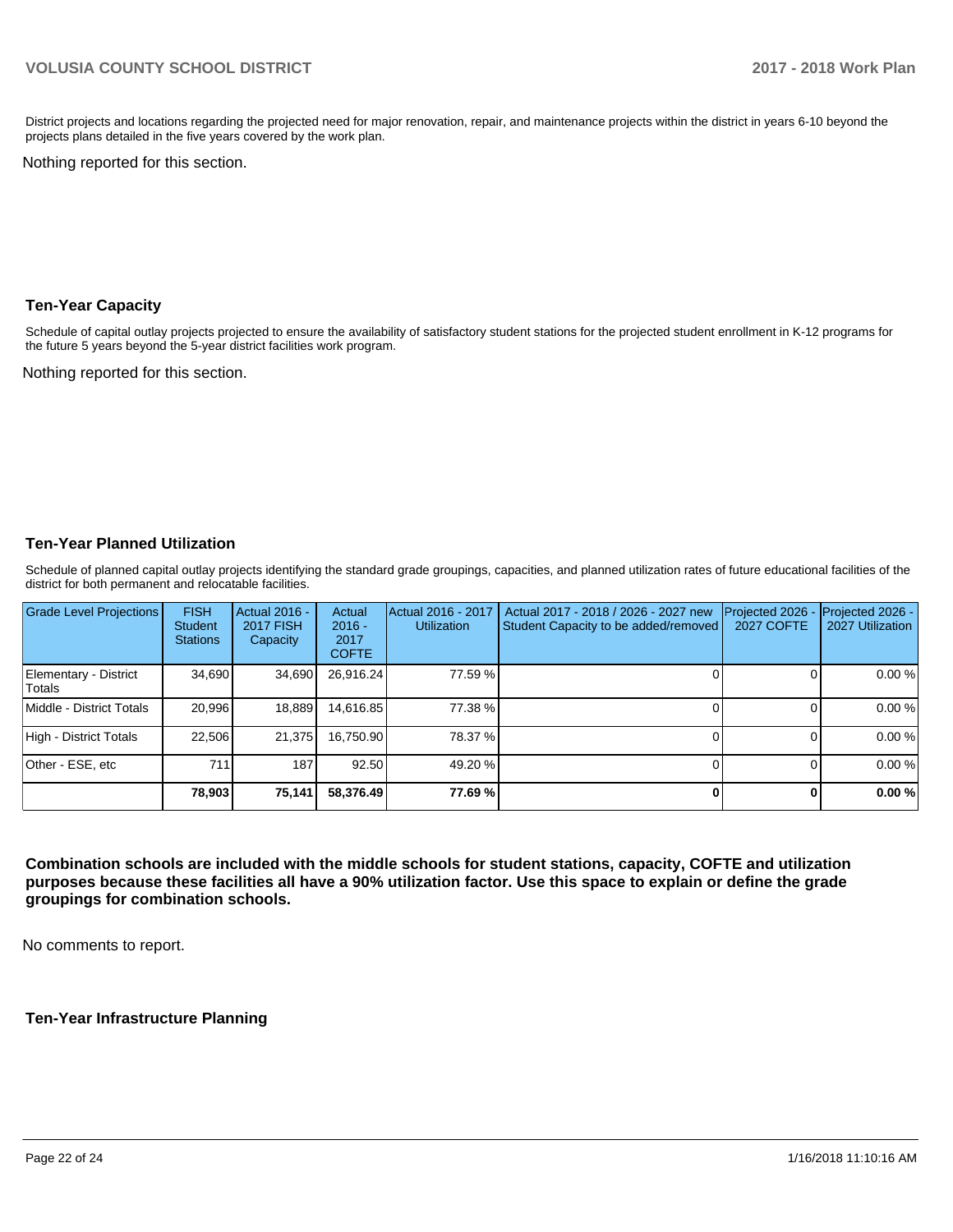District projects and locations regarding the projected need for major renovation, repair, and maintenance projects within the district in years 6-10 beyond the projects plans detailed in the five years covered by the work plan.

Nothing reported for this section.

## Ten-Year Capacity

Schedule of capital outlay projects projected to ensure the availability of satisfactory student stations for the projected student enrollment in K-12 programs for the future 5 years beyond the 5-year district facilities work program.

Nothing reported for this section.

## Ten-Year Planned Utilization

Schedule of planned capital outlay projects identifying the standard grade groupings, capacities, and planned utilization rates of future educational facilities of the district for both permanent and relocatable facilities.

| Grade Level Projections | FISH Student Stations | Actual 2016 - 2017 FISH Capacity | Actual 2016 - 2017 COFTE | Actual 2016 - 2017 Utilization | Actual 2017 - 2018 / 2026 - 2027 new Student Capacity to be added/removed | Projected 2026 - 2027 COFTE | Projected 2026 - 2027 Utilization |
|---|---|---|---|---|---|---|---|
| Elementary - District Totals | 34,690 | 34,690 | 26,916.24 | 77.59 % | 0 | 0 | 0.00 % |
| Middle - District Totals | 20,996 | 18,889 | 14,616.85 | 77.38 % | 0 | 0 | 0.00 % |
| High - District Totals | 22,506 | 21,375 | 16,750.90 | 78.37 % | 0 | 0 | 0.00 % |
| Other - ESE, etc | 711 | 187 | 92.50 | 49.20 % | 0 | 0 | 0.00 % |
| | **78,903** | **75,141** | **58,376.49** | **77.69 %** | **0** | **0** | **0.00 %** |

**Combination schools are included with the middle schools for student stations, capacity, COFTE and utilization purposes because these facilities all have a 90% utilization factor. Use this space to explain or define the grade groupings for combination schools.**

No comments to report.

## Ten-Year Infrastructure Planning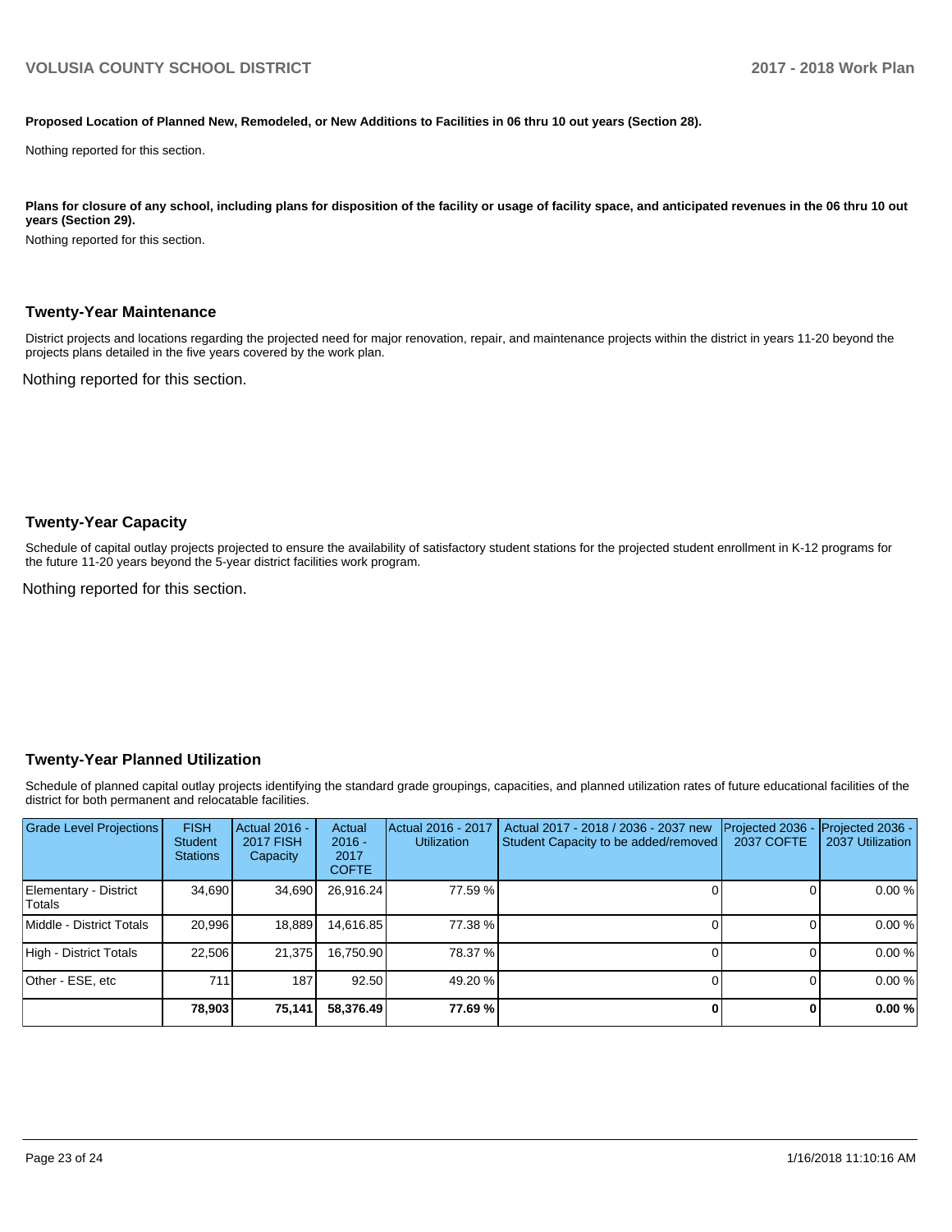**Proposed Location of Planned New, Remodeled, or New Additions to Facilities in 06 thru 10 out years (Section 28).**

Nothing reported for this section.

**Plans for closure of any school, including plans for disposition of the facility or usage of facility space, and anticipated revenues in the 06 thru 10 out years (Section 29).**

Nothing reported for this section.

## Twenty-Year Maintenance

District projects and locations regarding the projected need for major renovation, repair, and maintenance projects within the district in years 11-20 beyond the projects plans detailed in the five years covered by the work plan.

Nothing reported for this section.

## Twenty-Year Capacity

Schedule of capital outlay projects projected to ensure the availability of satisfactory student stations for the projected student enrollment in K-12 programs for the future 11-20 years beyond the 5-year district facilities work program.

Nothing reported for this section.

## Twenty-Year Planned Utilization

Schedule of planned capital outlay projects identifying the standard grade groupings, capacities, and planned utilization rates of future educational facilities of the district for both permanent and relocatable facilities.

| Grade Level Projections | FISH Student Stations | Actual 2016 - 2017 FISH Capacity | Actual 2016 - 2017 COFTE | Actual 2016 - 2017 Utilization | Actual 2017 - 2018 / 2036 - 2037 new Student Capacity to be added/removed | Projected 2036 - 2037 COFTE | Projected 2036 - 2037 Utilization |
|---|---|---|---|---|---|---|---|
| Elementary - District Totals | 34,690 | 34,690 | 26,916.24 | 77.59 % | 0 | 0 | 0.00 % |
| Middle - District Totals | 20,996 | 18,889 | 14,616.85 | 77.38 % | 0 | 0 | 0.00 % |
| High - District Totals | 22,506 | 21,375 | 16,750.90 | 78.37 % | 0 | 0 | 0.00 % |
| Other - ESE, etc | 711 | 187 | 92.50 | 49.20 % | 0 | 0 | 0.00 % |
| | **78,903** | **75,141** | **58,376.49** | **77.69 %** | **0** | **0** | **0.00 %** |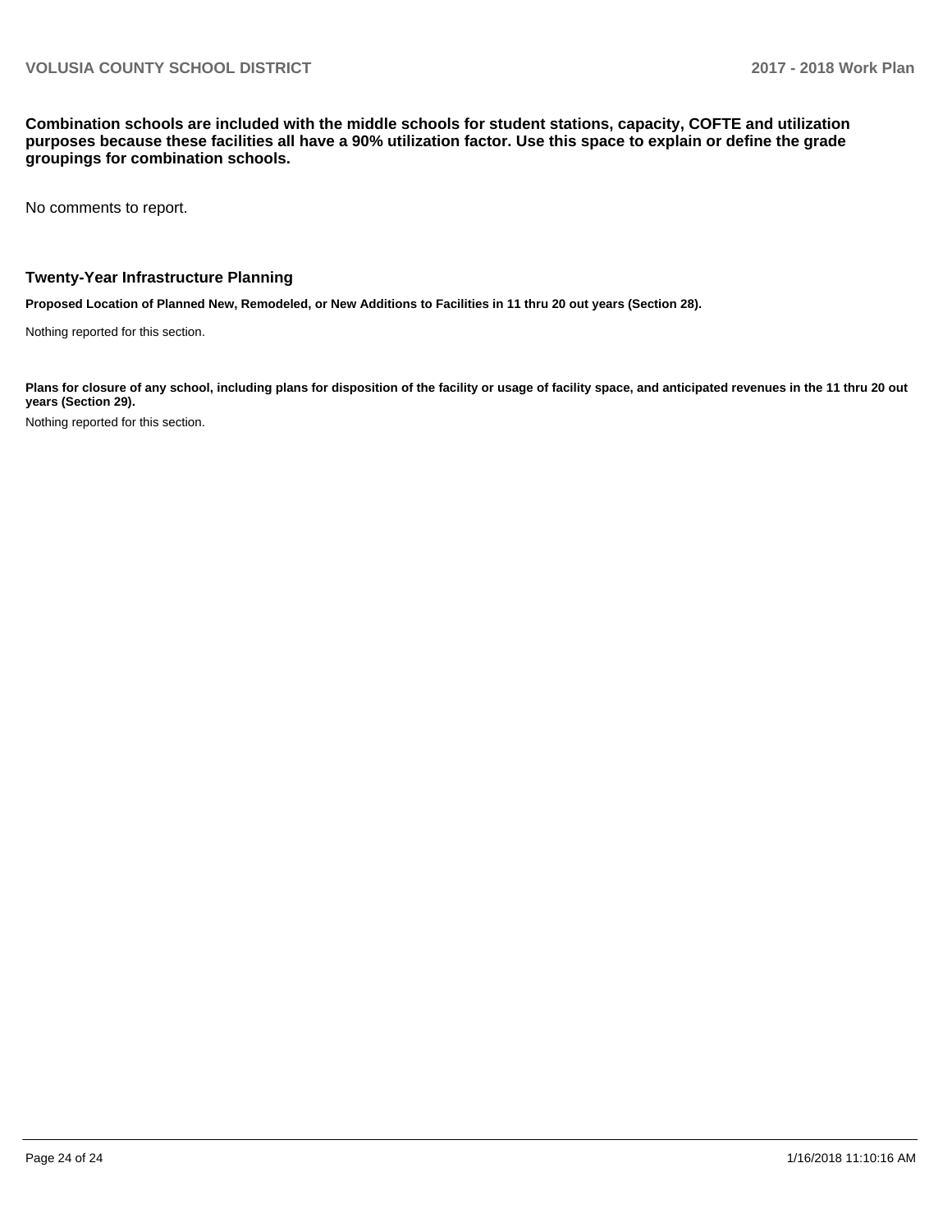**Combination schools are included with the middle schools for student stations, capacity, COFTE and utilization purposes because these facilities all have a 90% utilization factor. Use this space to explain or define the grade groupings for combination schools.**

No comments to report.

## Twenty-Year Infrastructure Planning

**Proposed Location of Planned New, Remodeled, or New Additions to Facilities in 11 thru 20 out years (Section 28).**

Nothing reported for this section.

**Plans for closure of any school, including plans for disposition of the facility or usage of facility space, and anticipated revenues in the 11 thru 20 out years (Section 29).**

Nothing reported for this section.